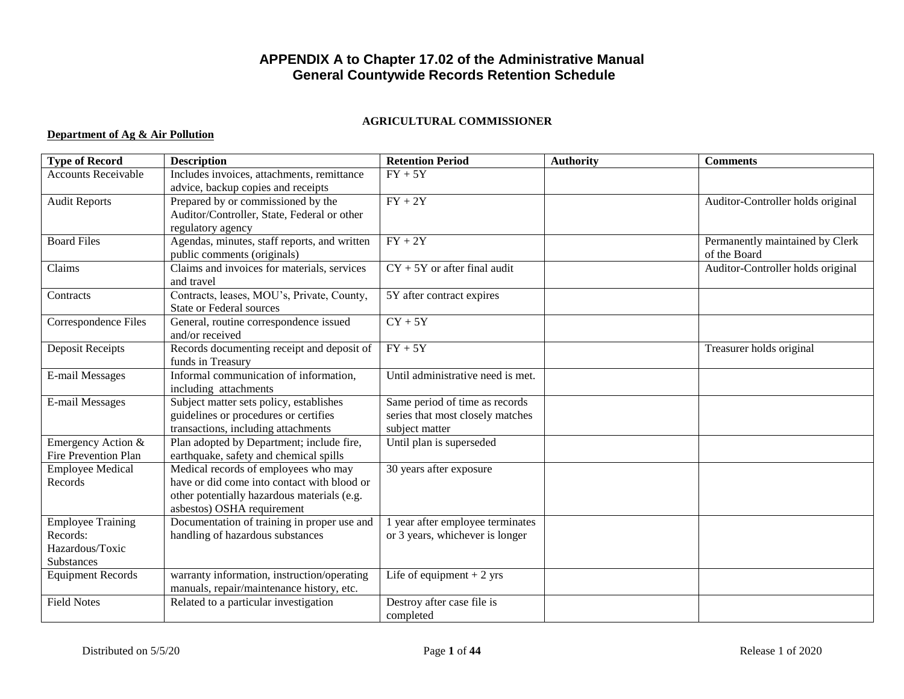# APPENDIX A to Chapter 17.02 of the Administrative Manual
## General Countywide Records Retention Schedule

### AGRICULTURAL COMMISSIONER

**Department of Ag & Air Pollution**

| Type of Record | Description | Retention Period | Authority | Comments |
|---|---|---|---|---|
| Accounts Receivable | Includes invoices, attachments, remittance advice, backup copies and receipts | FY + 5Y | | |
| Audit Reports | Prepared by or commissioned by the Auditor/Controller, State, Federal or other regulatory agency | FY + 2Y | | Auditor-Controller holds original |
| Board Files | Agendas, minutes, staff reports, and written public comments (originals) | FY + 2Y | | Permanently maintained by Clerk of the Board |
| Claims | Claims and invoices for materials, services and travel | CY + 5Y or after final audit | | Auditor-Controller holds original |
| Contracts | Contracts, leases, MOU's, Private, County, State or Federal sources | 5Y after contract expires | | |
| Correspondence Files | General, routine correspondence issued and/or received | CY + 5Y | | |
| Deposit Receipts | Records documenting receipt and deposit of funds in Treasury | FY + 5Y | | Treasurer holds original |
| E-mail Messages | Informal communication of information, including attachments | Until administrative need is met. | | |
| E-mail Messages | Subject matter sets policy, establishes guidelines or procedures or certifies transactions, including attachments | Same period of time as records series that most closely matches subject matter | | |
| Emergency Action & Fire Prevention Plan | Plan adopted by Department; include fire, earthquake, safety and chemical spills | Until plan is superseded | | |
| Employee Medical Records | Medical records of employees who may have or did come into contact with blood or other potentially hazardous materials (e.g. asbestos) OSHA requirement | 30 years after exposure | | |
| Employee Training Records: Hazardous/Toxic Substances | Documentation of training in proper use and handling of hazardous substances | 1 year after employee terminates or 3 years, whichever is longer | | |
| Equipment Records | warranty information, instruction/operating manuals, repair/maintenance history, etc. | Life of equipment + 2 yrs | | |
| Field Notes | Related to a particular investigation | Destroy after case file is completed | | |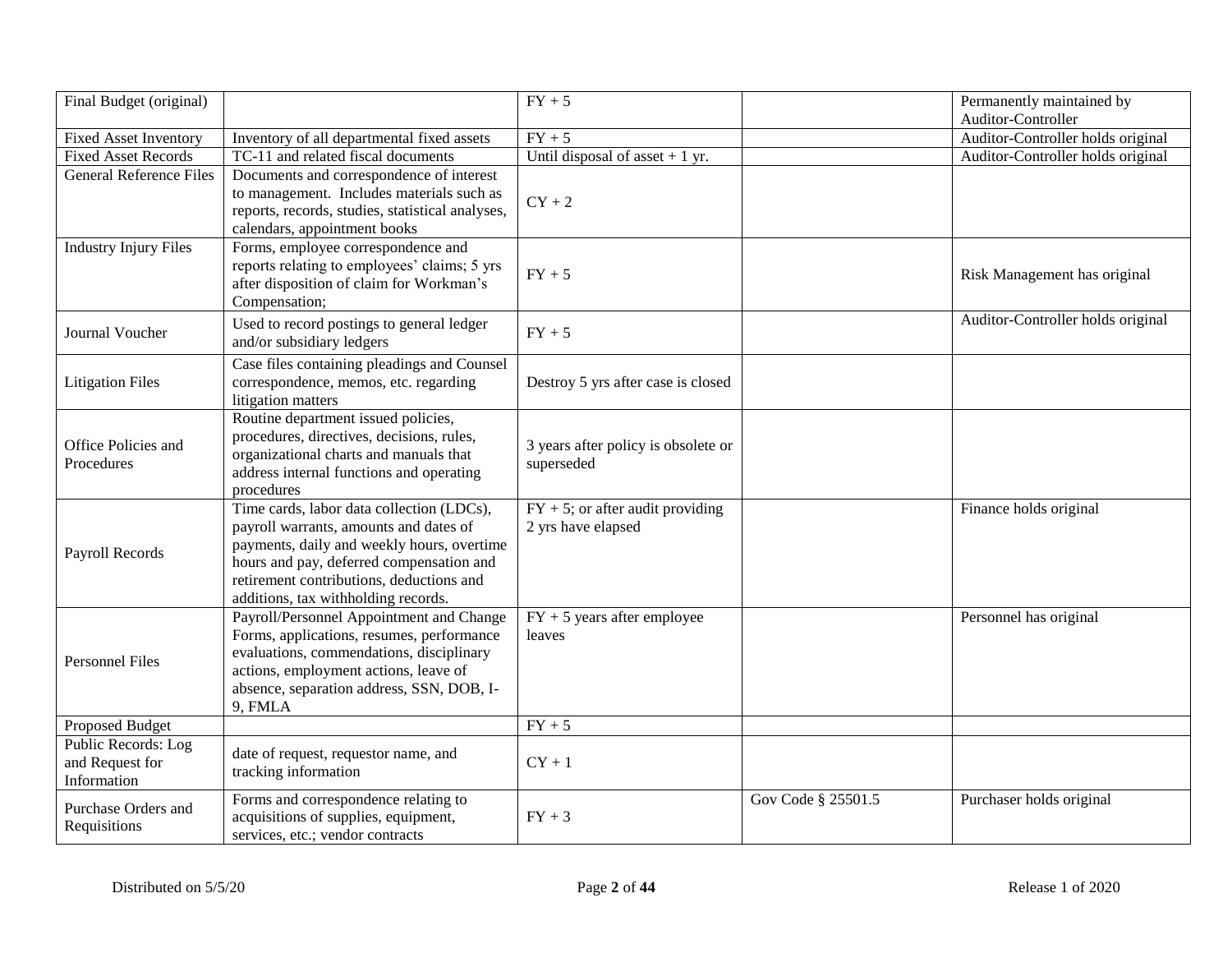| | | | | |
|---|---|---|---|---|
| Final Budget (original) | | FY + 5 | | Permanently maintained by Auditor-Controller |
| Fixed Asset Inventory | Inventory of all departmental fixed assets | FY + 5 | | Auditor-Controller holds original |
| Fixed Asset Records | TC-11 and related fiscal documents | Until disposal of asset + 1 yr. | | Auditor-Controller holds original |
| General Reference Files | Documents and correspondence of interest to management. Includes materials such as reports, records, studies, statistical analyses, calendars, appointment books | CY + 2 | | |
| Industry Injury Files | Forms, employee correspondence and reports relating to employees' claims; 5 yrs after disposition of claim for Workman's Compensation; | FY + 5 | | Risk Management has original |
| Journal Voucher | Used to record postings to general ledger and/or subsidiary ledgers | FY + 5 | | Auditor-Controller holds original |
| Litigation Files | Case files containing pleadings and Counsel correspondence, memos, etc. regarding litigation matters | Destroy 5 yrs after case is closed | | |
| Office Policies and Procedures | Routine department issued policies, procedures, directives, decisions, rules, organizational charts and manuals that address internal functions and operating procedures | 3 years after policy is obsolete or superseded | | |
| Payroll Records | Time cards, labor data collection (LDCs), payroll warrants, amounts and dates of payments, daily and weekly hours, overtime hours and pay, deferred compensation and retirement contributions, deductions and additions, tax withholding records. | FY + 5; or after audit providing 2 yrs have elapsed | | Finance holds original |
| Personnel Files | Payroll/Personnel Appointment and Change Forms, applications, resumes, performance evaluations, commendations, disciplinary actions, employment actions, leave of absence, separation address, SSN, DOB, I-9, FMLA | FY + 5 years after employee leaves | | Personnel has original |
| Proposed Budget | | FY + 5 | | |
| Public Records: Log and Request for Information | date of request, requestor name, and tracking information | CY + 1 | | |
| Purchase Orders and Requisitions | Forms and correspondence relating to acquisitions of supplies, equipment, services, etc.; vendor contracts | FY + 3 | Gov Code § 25501.5 | Purchaser holds original |

Distributed on 5/5/20 | Release 1 of 2020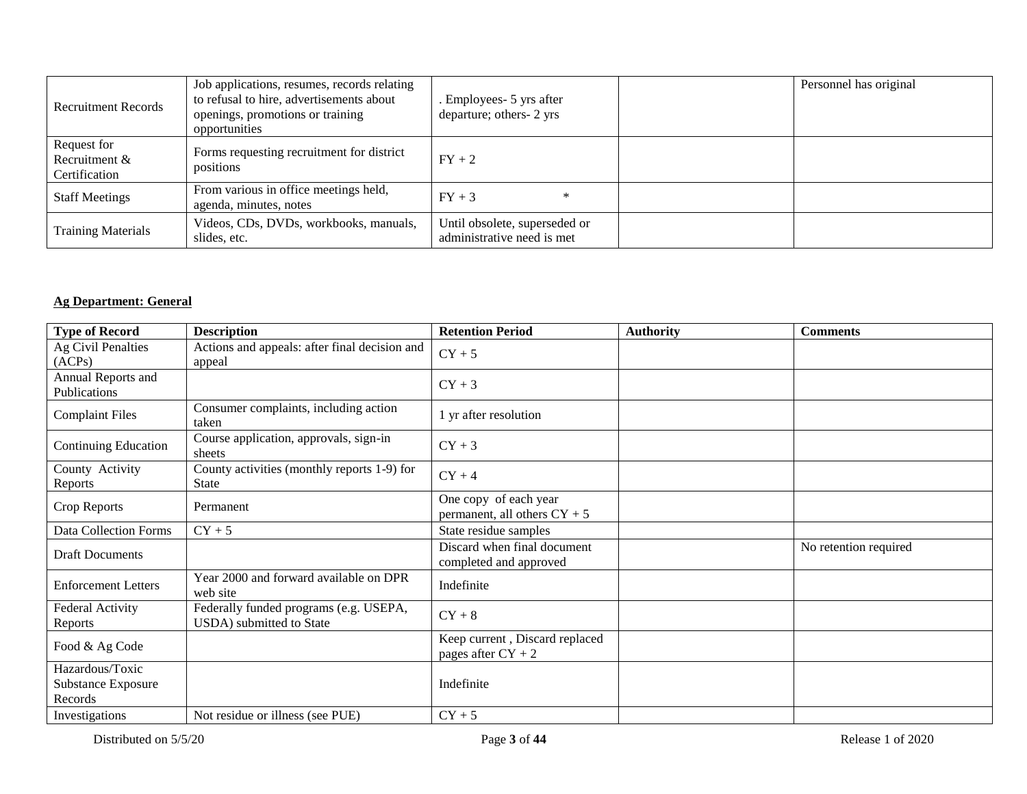| | | | | |
|---|---|---|---|---|
| Recruitment Records | Job applications, resumes, records relating to refusal to hire, advertisements about openings, promotions or training opportunities | . Employees- 5 yrs after departure; others- 2 yrs | | Personnel has original |
| Request for Recruitment & Certification | Forms requesting recruitment for district positions | FY + 2 | | |
| Staff Meetings | From various in office meetings held, agenda, minutes, notes | FY + 3 * | | |
| Training Materials | Videos, CDs, DVDs, workbooks, manuals, slides, etc. | Until obsolete, superseded or administrative need is met | | |

**Ag Department: General**

| Type of Record | Description | Retention Period | Authority | Comments |
|---|---|---|---|---|
| Ag Civil Penalties (ACPs) | Actions and appeals: after final decision and appeal | CY + 5 | | |
| Annual Reports and Publications | | CY + 3 | | |
| Complaint Files | Consumer complaints, including action taken | 1 yr after resolution | | |
| Continuing Education | Course application, approvals, sign-in sheets | CY + 3 | | |
| County Activity Reports | County activities (monthly reports 1-9) for State | CY + 4 | | |
| Crop Reports | Permanent | One copy of each year permanent, all others CY + 5 | | |
| Data Collection Forms | CY + 5 | State residue samples | | |
| Draft Documents | | Discard when final document completed and approved | | No retention required |
| Enforcement Letters | Year 2000 and forward available on DPR web site | Indefinite | | |
| Federal Activity Reports | Federally funded programs (e.g. USEPA, USDA) submitted to State | CY + 8 | | |
| Food & Ag Code | | Keep current , Discard replaced pages after CY + 2 | | |
| Hazardous/Toxic Substance Exposure Records | | Indefinite | | |
| Investigations | Not residue or illness (see PUE) | CY + 5 | | |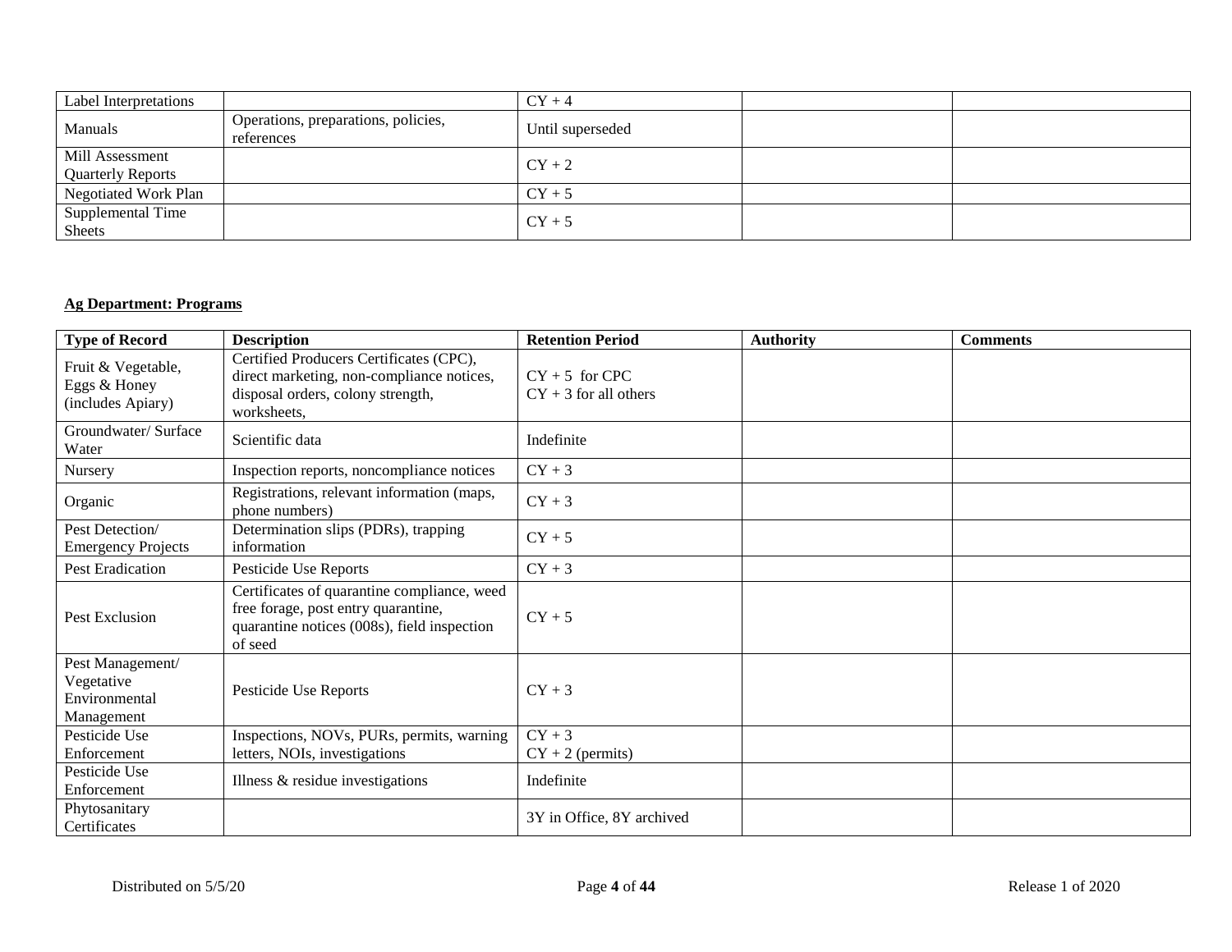| | | | | |
|---|---|---|---|---|
| Label Interpretations | | CY + 4 | | |
| Manuals | Operations, preparations, policies, references | Until superseded | | |
| Mill Assessment Quarterly Reports | | CY + 2 | | |
| Negotiated Work Plan | | CY + 5 | | |
| Supplemental Time Sheets | | CY + 5 | | |

**Ag Department: Programs**

| Type of Record | Description | Retention Period | Authority | Comments |
|---|---|---|---|---|
| Fruit & Vegetable, Eggs & Honey (includes Apiary) | Certified Producers Certificates (CPC), direct marketing, non-compliance notices, disposal orders, colony strength, worksheets, | CY + 5 for CPC<br>CY + 3 for all others | | |
| Groundwater/ Surface Water | Scientific data | Indefinite | | |
| Nursery | Inspection reports, noncompliance notices | CY + 3 | | |
| Organic | Registrations, relevant information (maps, phone numbers) | CY + 3 | | |
| Pest Detection/ Emergency Projects | Determination slips (PDRs), trapping information | CY + 5 | | |
| Pest Eradication | Pesticide Use Reports | CY + 3 | | |
| Pest Exclusion | Certificates of quarantine compliance, weed free forage, post entry quarantine, quarantine notices (008s), field inspection of seed | CY + 5 | | |
| Pest Management/ Vegetative Environmental Management | Pesticide Use Reports | CY + 3 | | |
| Pesticide Use Enforcement | Inspections, NOVs, PURs, permits, warning letters, NOIs, investigations | CY + 3<br>CY + 2 (permits) | | |
| Pesticide Use Enforcement | Illness & residue investigations | Indefinite | | |
| Phytosanitary Certificates | | 3Y in Office, 8Y archived | | |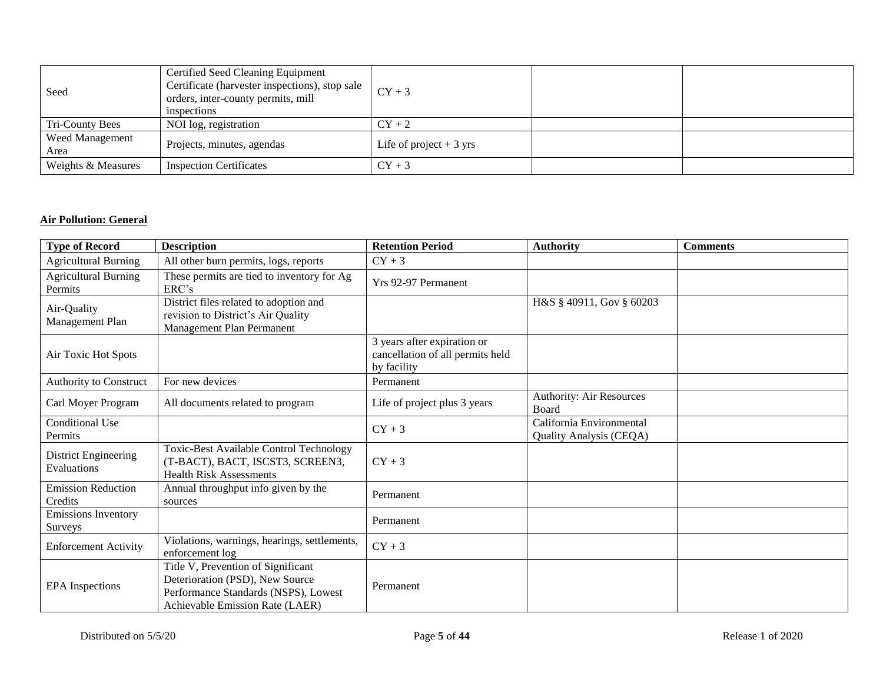| | | | | |
|---|---|---|---|---|
| Seed | Certified Seed Cleaning Equipment Certificate (harvester inspections), stop sale orders, inter-county permits, mill inspections | CY + 3 | | |
| Tri-County Bees | NOI log, registration | CY + 2 | | |
| Weed Management Area | Projects, minutes, agendas | Life of project + 3 yrs | | |
| Weights & Measures | Inspection Certificates | CY + 3 | | |

**Air Pollution: General**

| Type of Record | Description | Retention Period | Authority | Comments |
|---|---|---|---|---|
| Agricultural Burning | All other burn permits, logs, reports | CY + 3 | | |
| Agricultural Burning Permits | These permits are tied to inventory for Ag ERC's | Yrs 92-97 Permanent | | |
| Air-Quality Management Plan | District files related to adoption and revision to District's Air Quality Management Plan Permanent | | H&S § 40911, Gov § 60203 | |
| Air Toxic Hot Spots | | 3 years after expiration or cancellation of all permits held by facility | | |
| Authority to Construct | For new devices | Permanent | | |
| Carl Moyer Program | All documents related to program | Life of project plus 3 years | Authority: Air Resources Board | |
| Conditional Use Permits | | CY + 3 | California Environmental Quality Analysis (CEQA) | |
| District Engineering Evaluations | Toxic-Best Available Control Technology (T-BACT), BACT, ISCST3, SCREEN3, Health Risk Assessments | CY + 3 | | |
| Emission Reduction Credits | Annual throughput info given by the sources | Permanent | | |
| Emissions Inventory Surveys | | Permanent | | |
| Enforcement Activity | Violations, warnings, hearings, settlements, enforcement log | CY + 3 | | |
| EPA Inspections | Title V, Prevention of Significant Deterioration (PSD), New Source Performance Standards (NSPS), Lowest Achievable Emission Rate (LAER) | Permanent | | |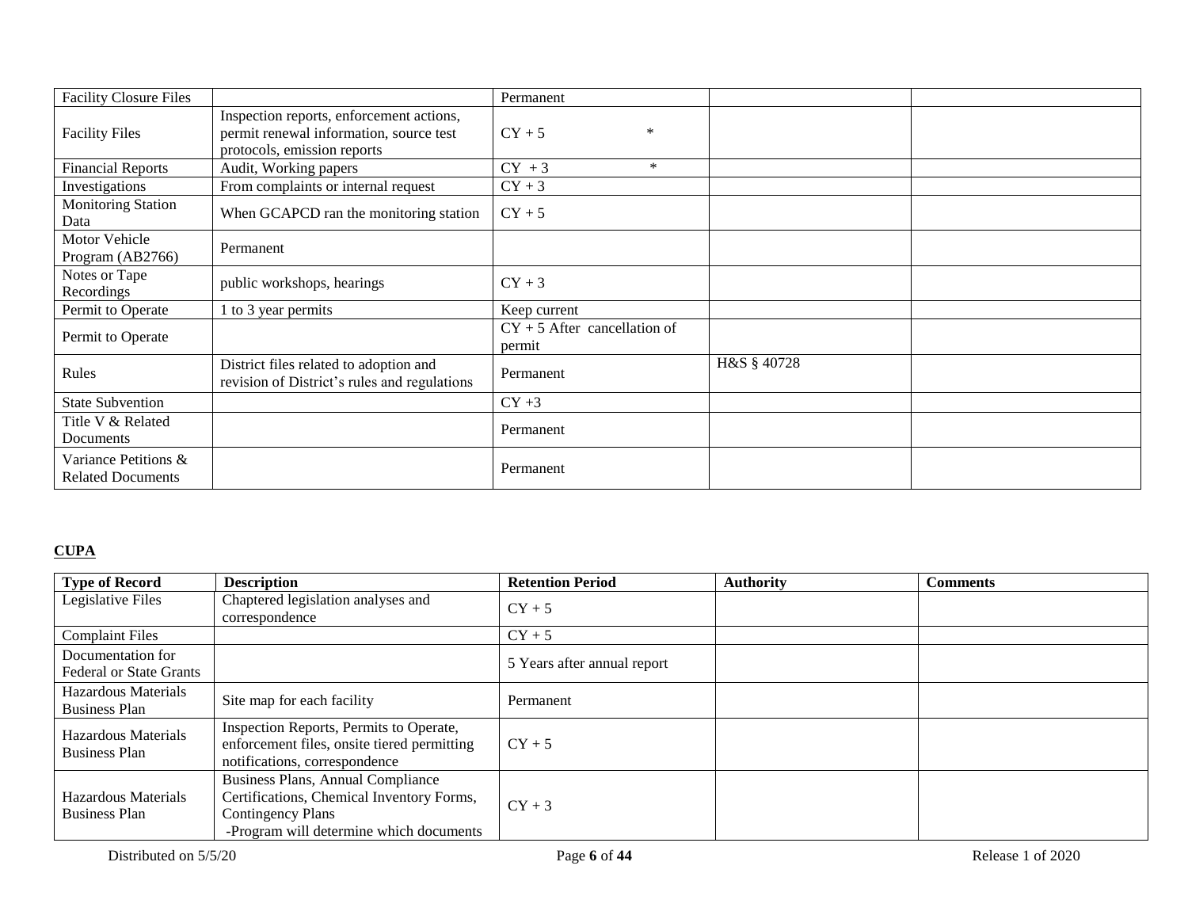| | | | | |
|---|---|---|---|---|
| Facility Closure Files | | Permanent | | |
| Facility Files | Inspection reports, enforcement actions, permit renewal information, source test protocols, emission reports | CY + 5 * | | |
| Financial Reports | Audit, Working papers | CY + 3 * | | |
| Investigations | From complaints or internal request | CY + 3 | | |
| Monitoring Station Data | When GCAPCD ran the monitoring station | CY + 5 | | |
| Motor Vehicle Program (AB2766) | Permanent | | | |
| Notes or Tape Recordings | public workshops, hearings | CY + 3 | | |
| Permit to Operate | 1 to 3 year permits | Keep current | | |
| Permit to Operate | | CY + 5 After cancellation of permit | | |
| Rules | District files related to adoption and revision of District's rules and regulations | Permanent | H&S § 40728 | |
| State Subvention | | CY +3 | | |
| Title V & Related Documents | | Permanent | | |
| Variance Petitions & Related Documents | | Permanent | | |

**CUPA**

| Type of Record | Description | Retention Period | Authority | Comments |
|---|---|---|---|---|
| Legislative Files | Chaptered legislation analyses and correspondence | CY + 5 | | |
| Complaint Files | | CY + 5 | | |
| Documentation for Federal or State Grants | | 5 Years after annual report | | |
| Hazardous Materials Business Plan | Site map for each facility | Permanent | | |
| Hazardous Materials Business Plan | Inspection Reports, Permits to Operate, enforcement files, onsite tiered permitting notifications, correspondence | CY + 5 | | |
| Hazardous Materials Business Plan | Business Plans, Annual Compliance Certifications, Chemical Inventory Forms, Contingency Plans -Program will determine which documents | CY + 3 | | |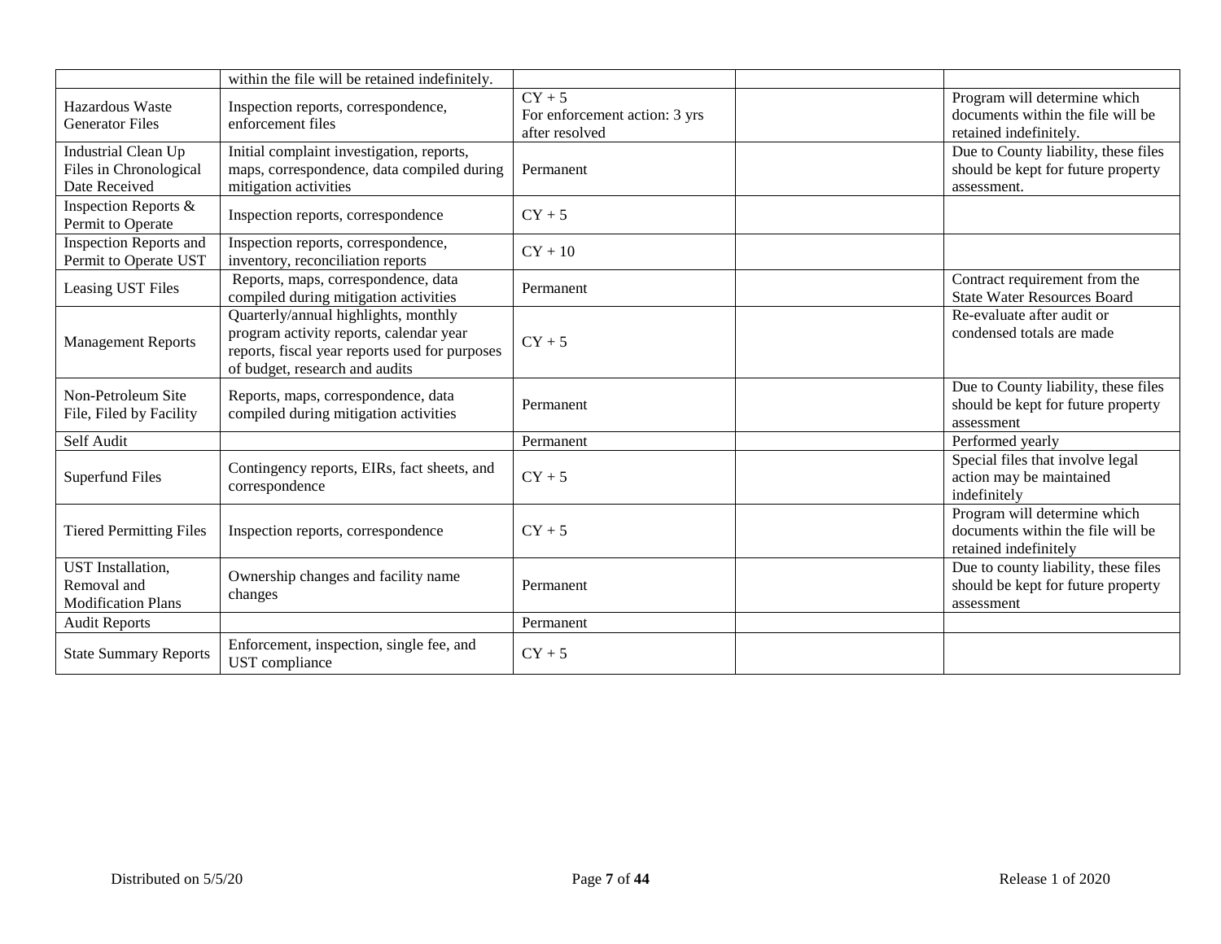| | | | | |
|---|---|---|---|---|
| | within the file will be retained indefinitely. | | | |
| Hazardous Waste Generator Files | Inspection reports, correspondence, enforcement files | CY + 5<br>For enforcement action: 3 yrs after resolved | | Program will determine which documents within the file will be retained indefinitely. |
| Industrial Clean Up Files in Chronological Date Received | Initial complaint investigation, reports, maps, correspondence, data compiled during mitigation activities | Permanent | | Due to County liability, these files should be kept for future property assessment. |
| Inspection Reports & Permit to Operate | Inspection reports, correspondence | CY + 5 | | |
| Inspection Reports and Permit to Operate UST | Inspection reports, correspondence, inventory, reconciliation reports | CY + 10 | | |
| Leasing UST Files | Reports, maps, correspondence, data compiled during mitigation activities | Permanent | | Contract requirement from the State Water Resources Board |
| Management Reports | Quarterly/annual highlights, monthly program activity reports, calendar year reports, fiscal year reports used for purposes of budget, research and audits | CY + 5 | | Re-evaluate after audit or condensed totals are made |
| Non-Petroleum Site File, Filed by Facility | Reports, maps, correspondence, data compiled during mitigation activities | Permanent | | Due to County liability, these files should be kept for future property assessment |
| Self Audit | | Permanent | | Performed yearly |
| Superfund Files | Contingency reports, EIRs, fact sheets, and correspondence | CY + 5 | | Special files that involve legal action may be maintained indefinitely |
| Tiered Permitting Files | Inspection reports, correspondence | CY + 5 | | Program will determine which documents within the file will be retained indefinitely |
| UST Installation, Removal and Modification Plans | Ownership changes and facility name changes | Permanent | | Due to county liability, these files should be kept for future property assessment |
| Audit Reports | | Permanent | | |
| State Summary Reports | Enforcement, inspection, single fee, and UST compliance | CY + 5 | | |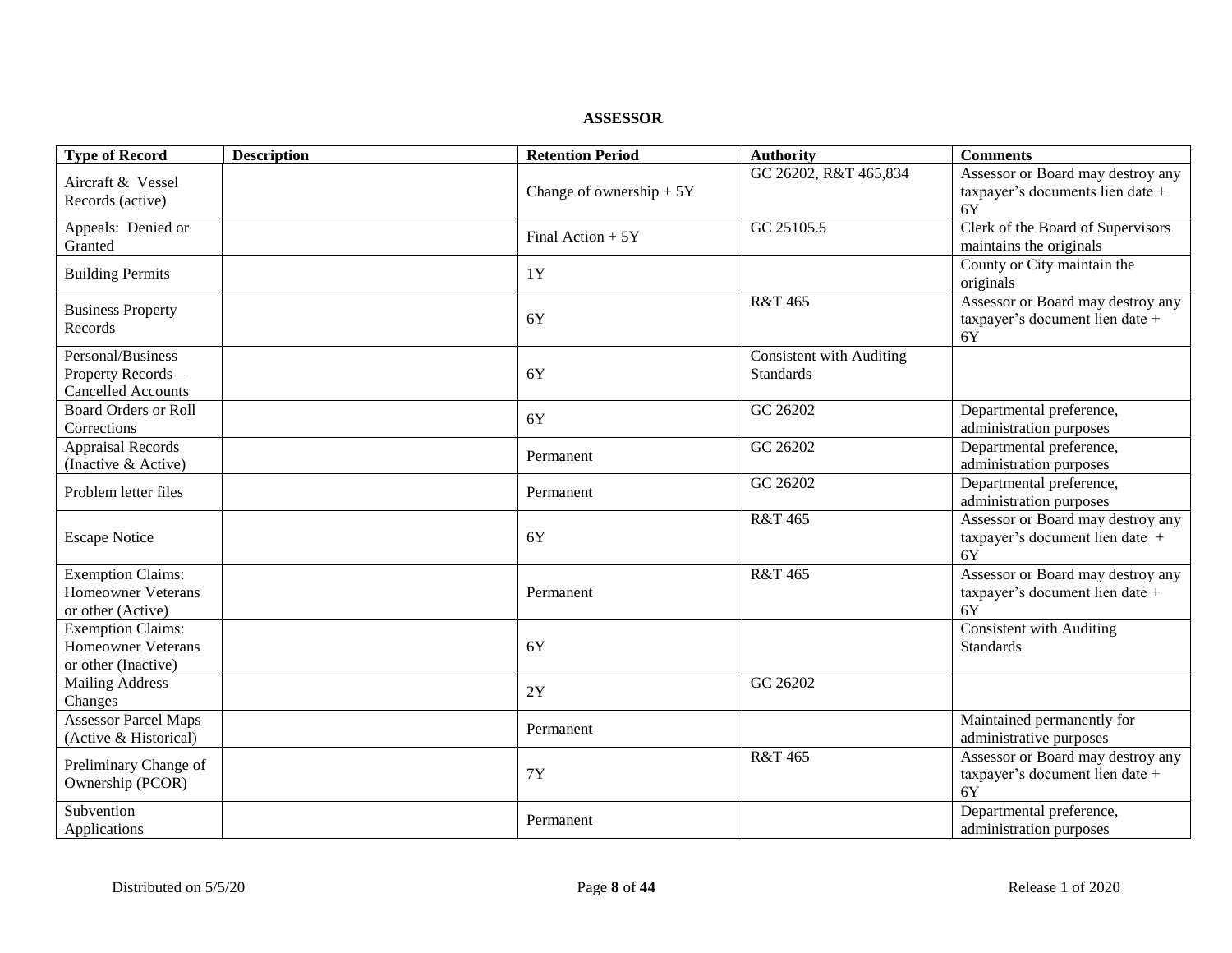**ASSESSOR**

| Type of Record | Description | Retention Period | Authority | Comments |
|---|---|---|---|---|
| Aircraft & Vessel Records (active) | | Change of ownership + 5Y | GC 26202, R&T 465,834 | Assessor or Board may destroy any taxpayer's documents lien date + 6Y |
| Appeals: Denied or Granted | | Final Action + 5Y | GC 25105.5 | Clerk of the Board of Supervisors maintains the originals |
| Building Permits | | 1Y | | County or City maintain the originals |
| Business Property Records | | 6Y | R&T 465 | Assessor or Board may destroy any taxpayer's document lien date + 6Y |
| Personal/Business Property Records – Cancelled Accounts | | 6Y | Consistent with Auditing Standards | |
| Board Orders or Roll Corrections | | 6Y | GC 26202 | Departmental preference, administration purposes |
| Appraisal Records (Inactive & Active) | | Permanent | GC 26202 | Departmental preference, administration purposes |
| Problem letter files | | Permanent | GC 26202 | Departmental preference, administration purposes |
| Escape Notice | | 6Y | R&T 465 | Assessor or Board may destroy any taxpayer's document lien date + 6Y |
| Exemption Claims: Homeowner Veterans or other (Active) | | Permanent | R&T 465 | Assessor or Board may destroy any taxpayer's document lien date + 6Y |
| Exemption Claims: Homeowner Veterans or other (Inactive) | | 6Y | | Consistent with Auditing Standards |
| Mailing Address Changes | | 2Y | GC 26202 | |
| Assessor Parcel Maps (Active & Historical) | | Permanent | | Maintained permanently for administrative purposes |
| Preliminary Change of Ownership (PCOR) | | 7Y | R&T 465 | Assessor or Board may destroy any taxpayer's document lien date + 6Y |
| Subvention Applications | | Permanent | | Departmental preference, administration purposes |

Distributed on 5/5/20 — Release 1 of 2020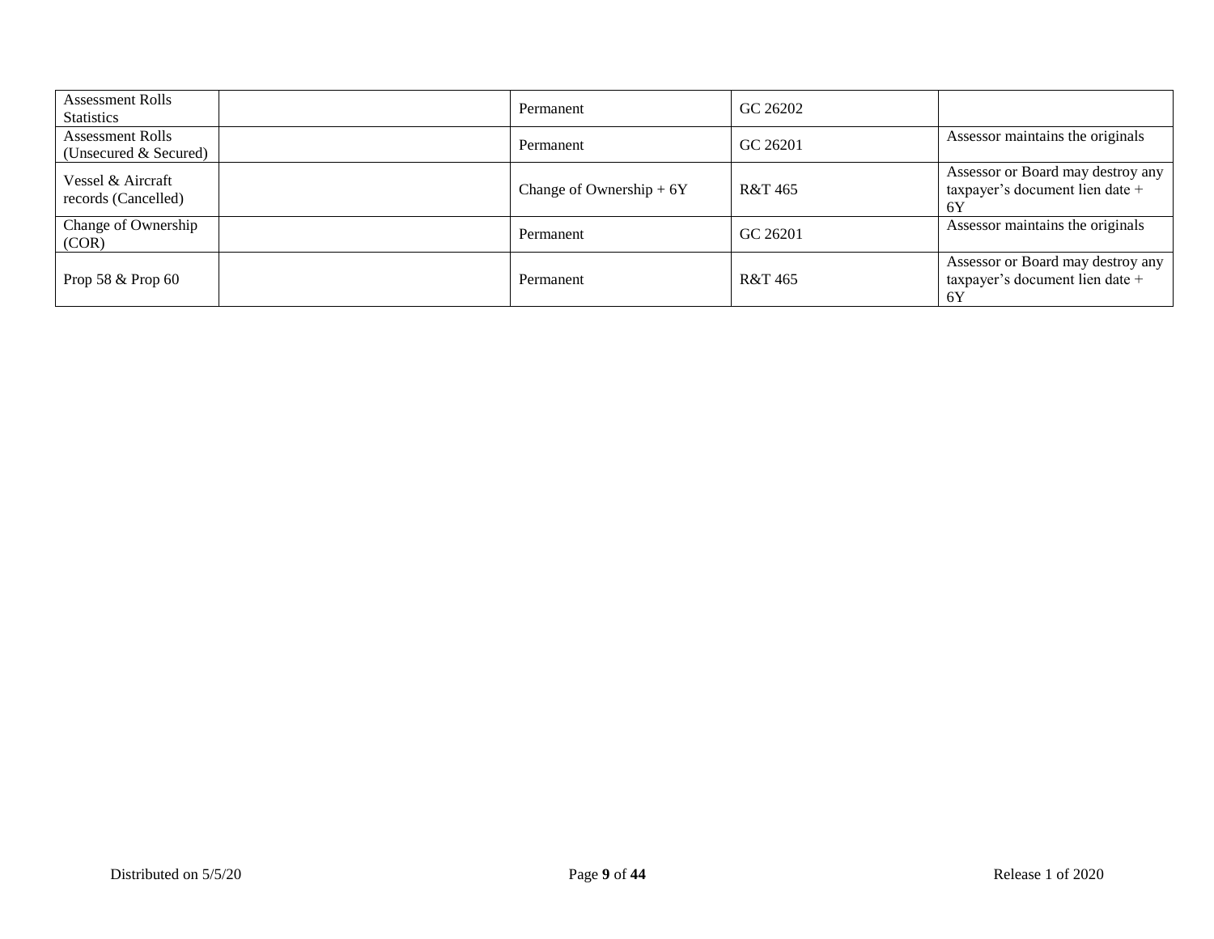| | | | | |
|---|---|---|---|---|
| Assessment Rolls Statistics | | Permanent | GC 26202 | |
| Assessment Rolls (Unsecured & Secured) | | Permanent | GC 26201 | Assessor maintains the originals |
| Vessel & Aircraft records (Cancelled) | | Change of Ownership + 6Y | R&T 465 | Assessor or Board may destroy any taxpayer's document lien date + 6Y |
| Change of Ownership (COR) | | Permanent | GC 26201 | Assessor maintains the originals |
| Prop 58 & Prop 60 | | Permanent | R&T 465 | Assessor or Board may destroy any taxpayer's document lien date + 6Y |

Distributed on 5/5/20

Release 1 of 2020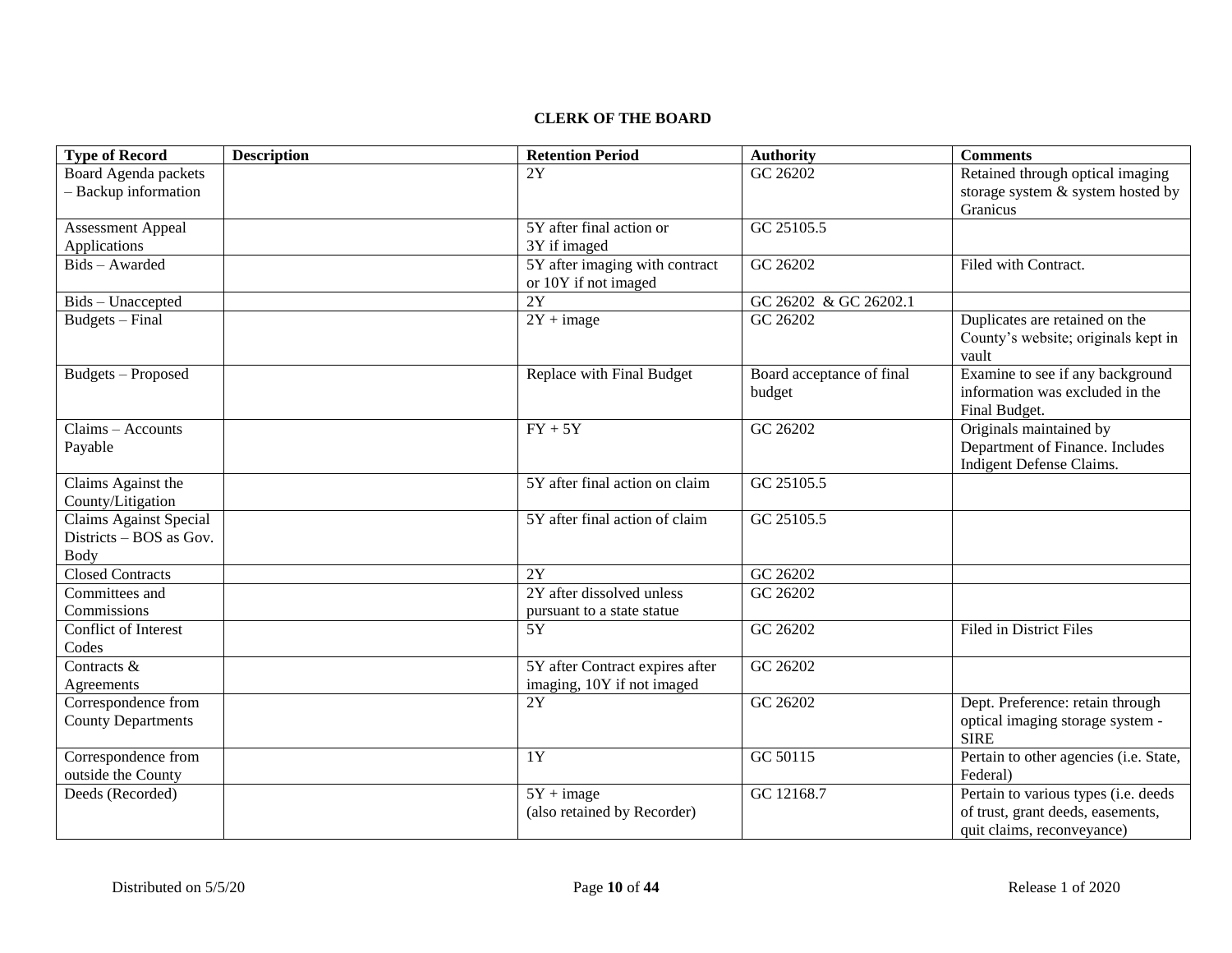## CLERK OF THE BOARD

| Type of Record | Description | Retention Period | Authority | Comments |
|---|---|---|---|---|
| Board Agenda packets – Backup information | | 2Y | GC 26202 | Retained through optical imaging storage system & system hosted by Granicus |
| Assessment Appeal Applications | | 5Y after final action or 3Y if imaged | GC 25105.5 | |
| Bids – Awarded | | 5Y after imaging with contract or 10Y if not imaged | GC 26202 | Filed with Contract. |
| Bids – Unaccepted | | 2Y | GC 26202 & GC 26202.1 | |
| Budgets – Final | | 2Y + image | GC 26202 | Duplicates are retained on the County's website; originals kept in vault |
| Budgets – Proposed | | Replace with Final Budget | Board acceptance of final budget | Examine to see if any background information was excluded in the Final Budget. |
| Claims – Accounts Payable | | FY + 5Y | GC 26202 | Originals maintained by Department of Finance. Includes Indigent Defense Claims. |
| Claims Against the County/Litigation | | 5Y after final action on claim | GC 25105.5 | |
| Claims Against Special Districts – BOS as Gov. Body | | 5Y after final action of claim | GC 25105.5 | |
| Closed Contracts | | 2Y | GC 26202 | |
| Committees and Commissions | | 2Y after dissolved unless pursuant to a state statue | GC 26202 | |
| Conflict of Interest Codes | | 5Y | GC 26202 | Filed in District Files |
| Contracts & Agreements | | 5Y after Contract expires after imaging, 10Y if not imaged | GC 26202 | |
| Correspondence from County Departments | | 2Y | GC 26202 | Dept. Preference: retain through optical imaging storage system - SIRE |
| Correspondence from outside the County | | 1Y | GC 50115 | Pertain to other agencies (i.e. State, Federal) |
| Deeds (Recorded) | | 5Y + image (also retained by Recorder) | GC 12168.7 | Pertain to various types (i.e. deeds of trust, grant deeds, easements, quit claims, reconveyance) |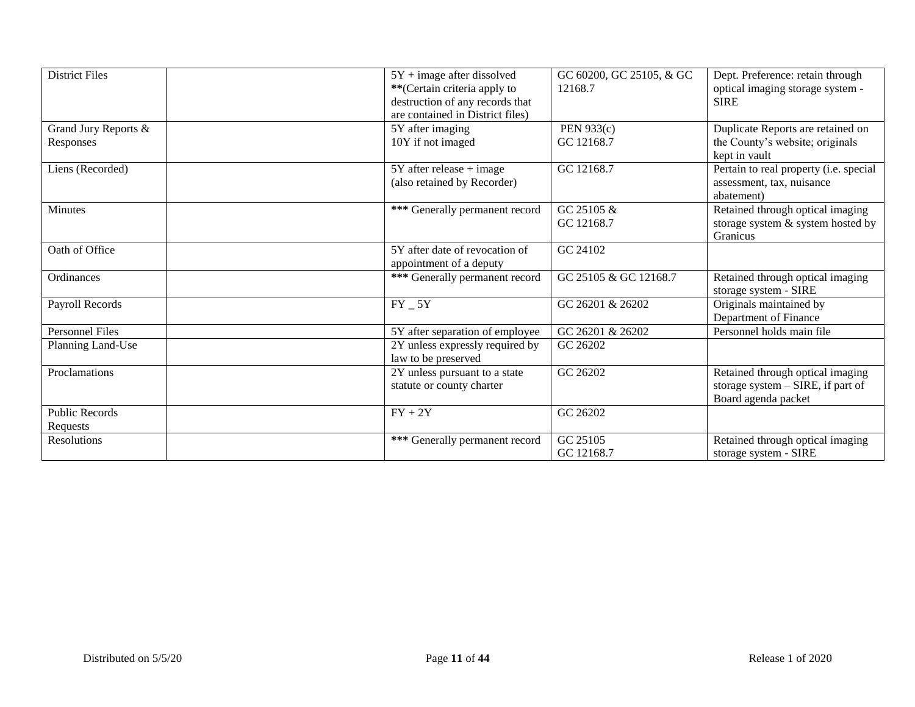| District Files | | 5Y + image after dissolved **(Certain criteria apply to destruction of any records that are contained in District files) | GC 60200, GC 25105, & GC 12168.7 | Dept. Preference: retain through optical imaging storage system - SIRE |
|---|---|---|---|---|
| Grand Jury Reports & Responses | | 5Y after imaging 10Y if not imaged | PEN 933(c) GC 12168.7 | Duplicate Reports are retained on the County's website; originals kept in vault |
| Liens (Recorded) | | 5Y after release + image (also retained by Recorder) | GC 12168.7 | Pertain to real property (i.e. special assessment, tax, nuisance abatement) |
| Minutes | | *** Generally permanent record | GC 25105 & GC 12168.7 | Retained through optical imaging storage system & system hosted by Granicus |
| Oath of Office | | 5Y after date of revocation of appointment of a deputy | GC 24102 | |
| Ordinances | | *** Generally permanent record | GC 25105 & GC 12168.7 | Retained through optical imaging storage system - SIRE |
| Payroll Records | | FY _ 5Y | GC 26201 & 26202 | Originals maintained by Department of Finance |
| Personnel Files | | 5Y after separation of employee | GC 26201 & 26202 | Personnel holds main file |
| Planning Land-Use | | 2Y unless expressly required by law to be preserved | GC 26202 | |
| Proclamations | | 2Y unless pursuant to a state statute or county charter | GC 26202 | Retained through optical imaging storage system – SIRE, if part of Board agenda packet |
| Public Records Requests | | FY + 2Y | GC 26202 | |
| Resolutions | | *** Generally permanent record | GC 25105 GC 12168.7 | Retained through optical imaging storage system - SIRE |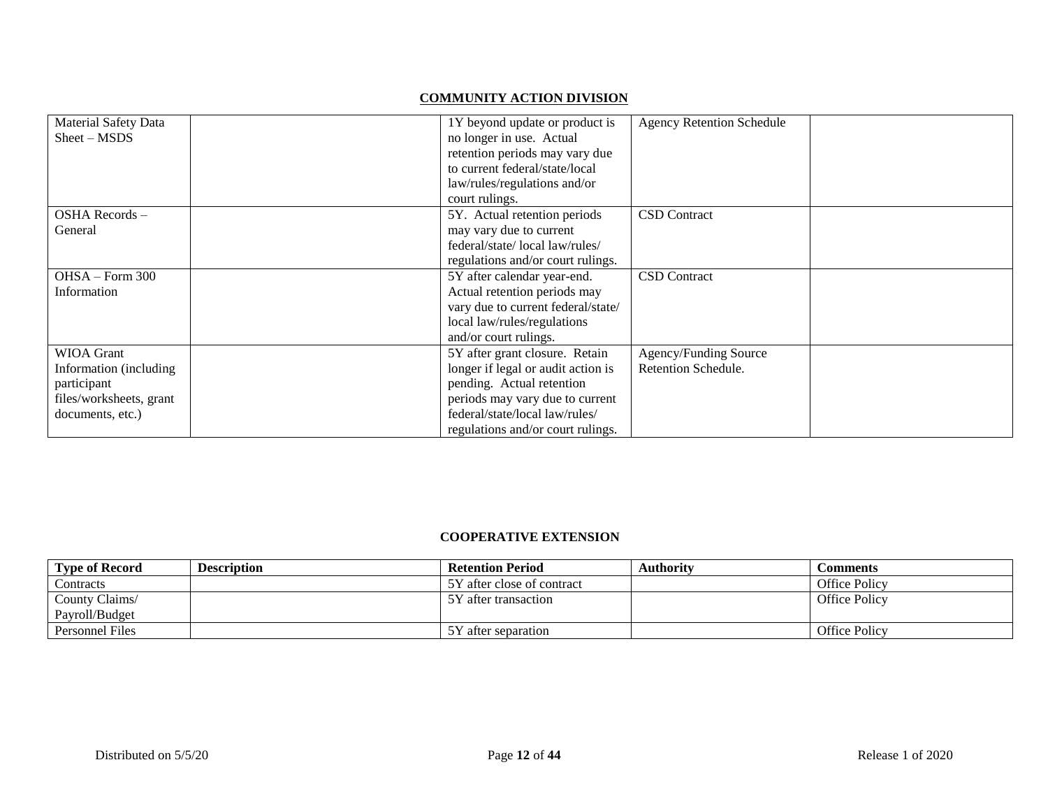## COMMUNITY ACTION DIVISION

| | | | | |
|---|---|---|---|---|
| Material Safety Data Sheet – MSDS | | 1Y beyond update or product is no longer in use. Actual retention periods may vary due to current federal/state/local law/rules/regulations and/or court rulings. | Agency Retention Schedule | |
| OSHA Records – General | | 5Y. Actual retention periods may vary due to current federal/state/ local law/rules/ regulations and/or court rulings. | CSD Contract | |
| OHSA – Form 300 Information | | 5Y after calendar year-end. Actual retention periods may vary due to current federal/state/ local law/rules/regulations and/or court rulings. | CSD Contract | |
| WIOA Grant Information (including participant files/worksheets, grant documents, etc.) | | 5Y after grant closure. Retain longer if legal or audit action is pending. Actual retention periods may vary due to current federal/state/local law/rules/ regulations and/or court rulings. | Agency/Funding Source Retention Schedule. | |

## COOPERATIVE EXTENSION

| Type of Record | Description | Retention Period | Authority | Comments |
|---|---|---|---|---|
| Contracts | | 5Y after close of contract | | Office Policy |
| County Claims/ Payroll/Budget | | 5Y after transaction | | Office Policy |
| Personnel Files | | 5Y after separation | | Office Policy |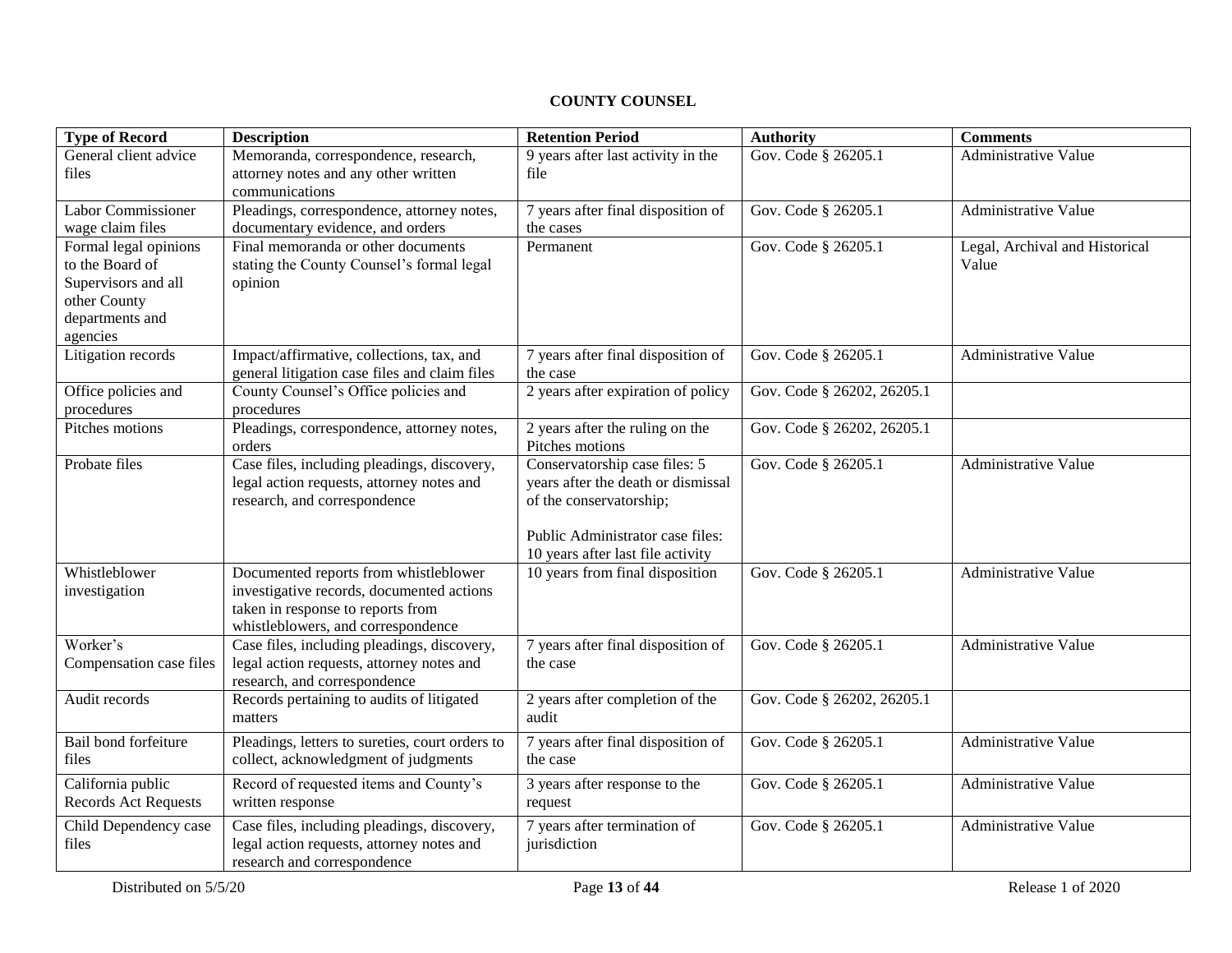**COUNTY COUNSEL**

| Type of Record | Description | Retention Period | Authority | Comments |
|---|---|---|---|---|
| General client advice files | Memoranda, correspondence, research, attorney notes and any other written communications | 9 years after last activity in the file | Gov. Code § 26205.1 | Administrative Value |
| Labor Commissioner wage claim files | Pleadings, correspondence, attorney notes, documentary evidence, and orders | 7 years after final disposition of the cases | Gov. Code § 26205.1 | Administrative Value |
| Formal legal opinions to the Board of Supervisors and all other County departments and agencies | Final memoranda or other documents stating the County Counsel's formal legal opinion | Permanent | Gov. Code § 26205.1 | Legal, Archival and Historical Value |
| Litigation records | Impact/affirmative, collections, tax, and general litigation case files and claim files | 7 years after final disposition of the case | Gov. Code § 26205.1 | Administrative Value |
| Office policies and procedures | County Counsel's Office policies and procedures | 2 years after expiration of policy | Gov. Code § 26202, 26205.1 | |
| Pitches motions | Pleadings, correspondence, attorney notes, orders | 2 years after the ruling on the Pitches motions | Gov. Code § 26202, 26205.1 | |
| Probate files | Case files, including pleadings, discovery, legal action requests, attorney notes and research, and correspondence | Conservatorship case files: 5 years after the death or dismissal of the conservatorship;<br><br>Public Administrator case files: 10 years after last file activity | Gov. Code § 26205.1 | Administrative Value |
| Whistleblower investigation | Documented reports from whistleblower investigative records, documented actions taken in response to reports from whistleblowers, and correspondence | 10 years from final disposition | Gov. Code § 26205.1 | Administrative Value |
| Worker's Compensation case files | Case files, including pleadings, discovery, legal action requests, attorney notes and research, and correspondence | 7 years after final disposition of the case | Gov. Code § 26205.1 | Administrative Value |
| Audit records | Records pertaining to audits of litigated matters | 2 years after completion of the audit | Gov. Code § 26202, 26205.1 | |
| Bail bond forfeiture files | Pleadings, letters to sureties, court orders to collect, acknowledgment of judgments | 7 years after final disposition of the case | Gov. Code § 26205.1 | Administrative Value |
| California public Records Act Requests | Record of requested items and County's written response | 3 years after response to the request | Gov. Code § 26205.1 | Administrative Value |
| Child Dependency case files | Case files, including pleadings, discovery, legal action requests, attorney notes and research and correspondence | 7 years after termination of jurisdiction | Gov. Code § 26205.1 | Administrative Value |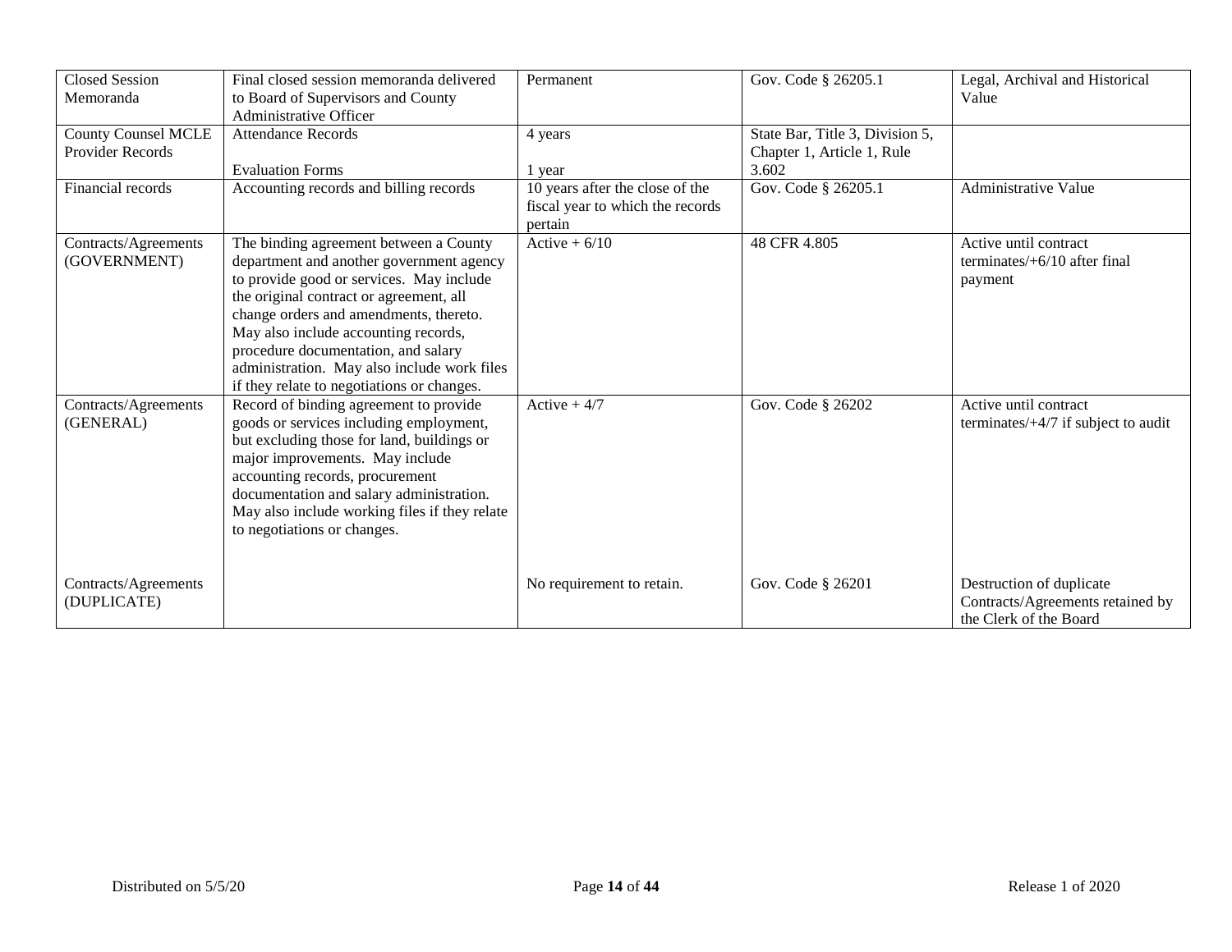| Closed Session Memoranda | Final closed session memoranda delivered to Board of Supervisors and County Administrative Officer | Permanent | Gov. Code § 26205.1 | Legal, Archival and Historical Value |
|---|---|---|---|---|
| County Counsel MCLE Provider Records | Attendance Records<br><br>Evaluation Forms | 4 years<br><br>1 year | State Bar, Title 3, Division 5, Chapter 1, Article 1, Rule 3.602 | |
| Financial records | Accounting records and billing records | 10 years after the close of the fiscal year to which the records pertain | Gov. Code § 26205.1 | Administrative Value |
| Contracts/Agreements (GOVERNMENT) | The binding agreement between a County department and another government agency to provide good or services. May include the original contract or agreement, all change orders and amendments, thereto. May also include accounting records, procedure documentation, and salary administration. May also include work files if they relate to negotiations or changes. | Active + 6/10 | 48 CFR 4.805 | Active until contract terminates/+6/10 after final payment |
| Contracts/Agreements (GENERAL)<br><br><br><br><br><br><br>Contracts/Agreements (DUPLICATE) | Record of binding agreement to provide goods or services including employment, but excluding those for land, buildings or major improvements. May include accounting records, procurement documentation and salary administration. May also include working files if they relate to negotiations or changes. | Active + 4/7<br><br><br><br><br><br><br>No requirement to retain. | Gov. Code § 26202<br><br><br><br><br><br><br>Gov. Code § 26201 | Active until contract terminates/+4/7 if subject to audit<br><br><br><br><br><br><br>Destruction of duplicate Contracts/Agreements retained by the Clerk of the Board |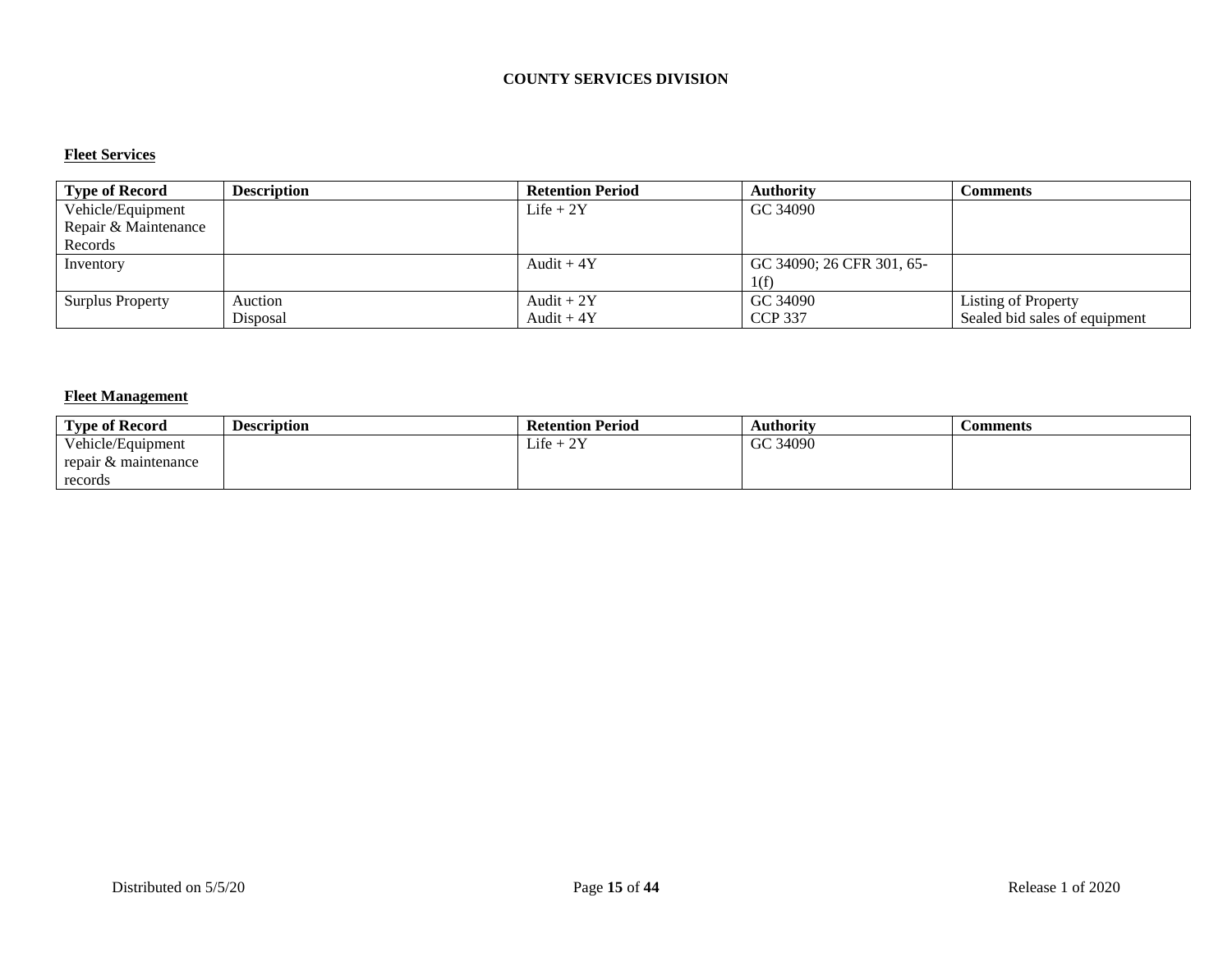# COUNTY SERVICES DIVISION

## Fleet Services

| Type of Record | Description | Retention Period | Authority | Comments |
|---|---|---|---|---|
| Vehicle/Equipment Repair & Maintenance Records | | Life + 2Y | GC 34090 | |
| Inventory | | Audit + 4Y | GC 34090; 26 CFR 301, 65-1(f) | |
| Surplus Property | Auction<br>Disposal | Audit + 2Y<br>Audit + 4Y | GC 34090<br>CCP 337 | Listing of Property<br>Sealed bid sales of equipment |

## Fleet Management

| Type of Record | Description | Retention Period | Authority | Comments |
|---|---|---|---|---|
| Vehicle/Equipment repair & maintenance records | | Life + 2Y | GC 34090 | |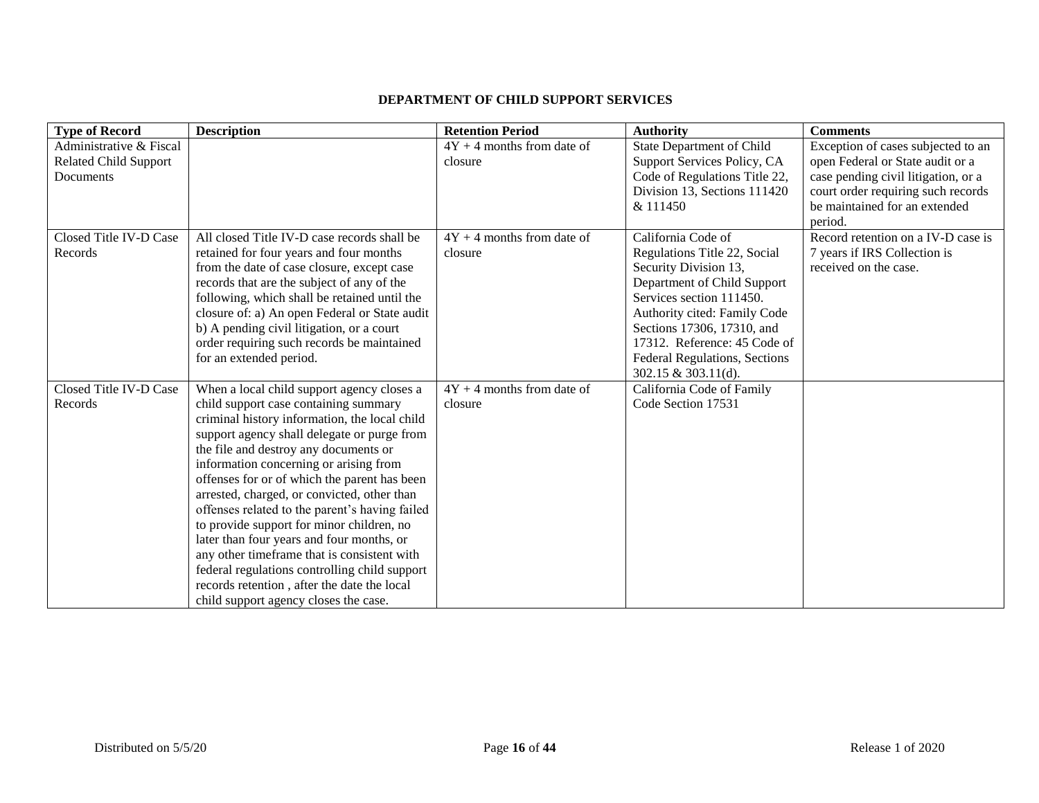**DEPARTMENT OF CHILD SUPPORT SERVICES**

| Type of Record | Description | Retention Period | Authority | Comments |
| --- | --- | --- | --- | --- |
| Administrative & Fiscal Related Child Support Documents | | 4Y + 4 months from date of closure | State Department of Child Support Services Policy, CA Code of Regulations Title 22, Division 13, Sections 111420 & 111450 | Exception of cases subjected to an open Federal or State audit or a case pending civil litigation, or a court order requiring such records be maintained for an extended period. |
| Closed Title IV-D Case Records | All closed Title IV-D case records shall be retained for four years and four months from the date of case closure, except case records that are the subject of any of the following, which shall be retained until the closure of: a) An open Federal or State audit b) A pending civil litigation, or a court order requiring such records be maintained for an extended period. | 4Y + 4 months from date of closure | California Code of Regulations Title 22, Social Security Division 13, Department of Child Support Services section 111450. Authority cited: Family Code Sections 17306, 17310, and 17312. Reference: 45 Code of Federal Regulations, Sections 302.15 & 303.11(d). | Record retention on a IV-D case is 7 years if IRS Collection is received on the case. |
| Closed Title IV-D Case Records | When a local child support agency closes a child support case containing summary criminal history information, the local child support agency shall delegate or purge from the file and destroy any documents or information concerning or arising from offenses for or of which the parent has been arrested, charged, or convicted, other than offenses related to the parent's having failed to provide support for minor children, no later than four years and four months, or any other timeframe that is consistent with federal regulations controlling child support records retention , after the date the local child support agency closes the case. | 4Y + 4 months from date of closure | California Code of Family Code Section 17531 | |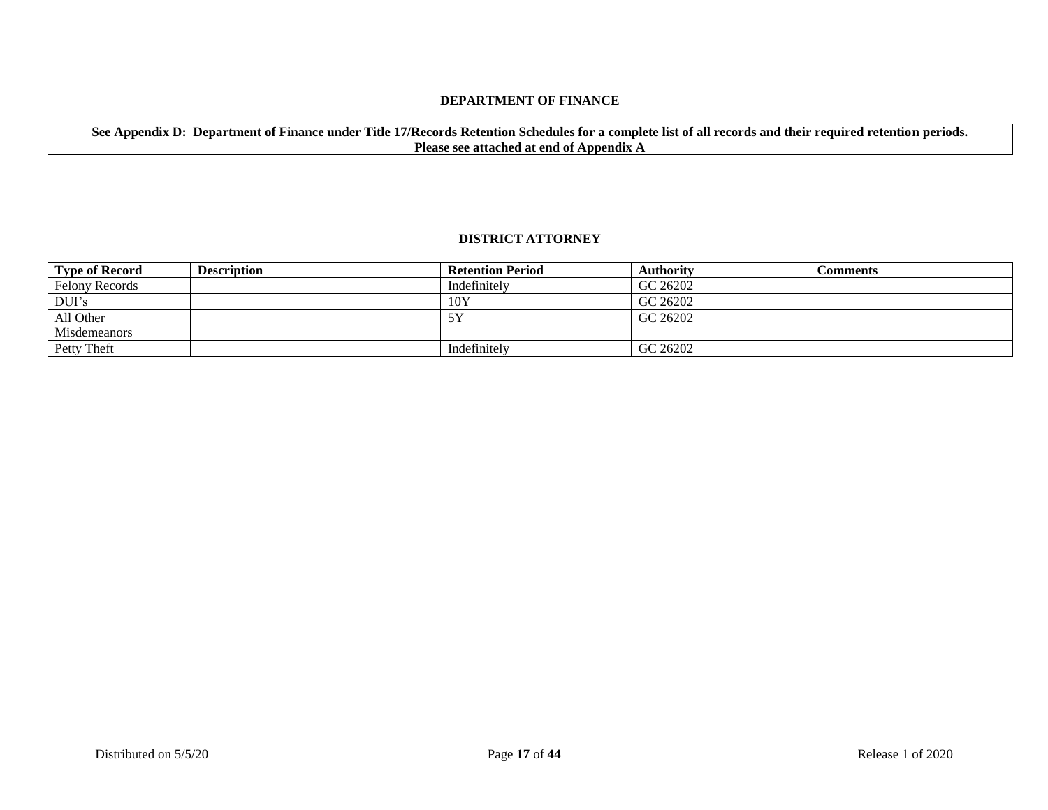## DEPARTMENT OF FINANCE

**See Appendix D: Department of Finance under Title 17/Records Retention Schedules for a complete list of all records and their required retention periods. Please see attached at end of Appendix A**

## DISTRICT ATTORNEY

| Type of Record | Description | Retention Period | Authority | Comments |
|---|---|---|---|---|
| Felony Records | | Indefinitely | GC 26202 | |
| DUI's | | 10Y | GC 26202 | |
| All Other Misdemeanors | | 5Y | GC 26202 | |
| Petty Theft | | Indefinitely | GC 26202 | |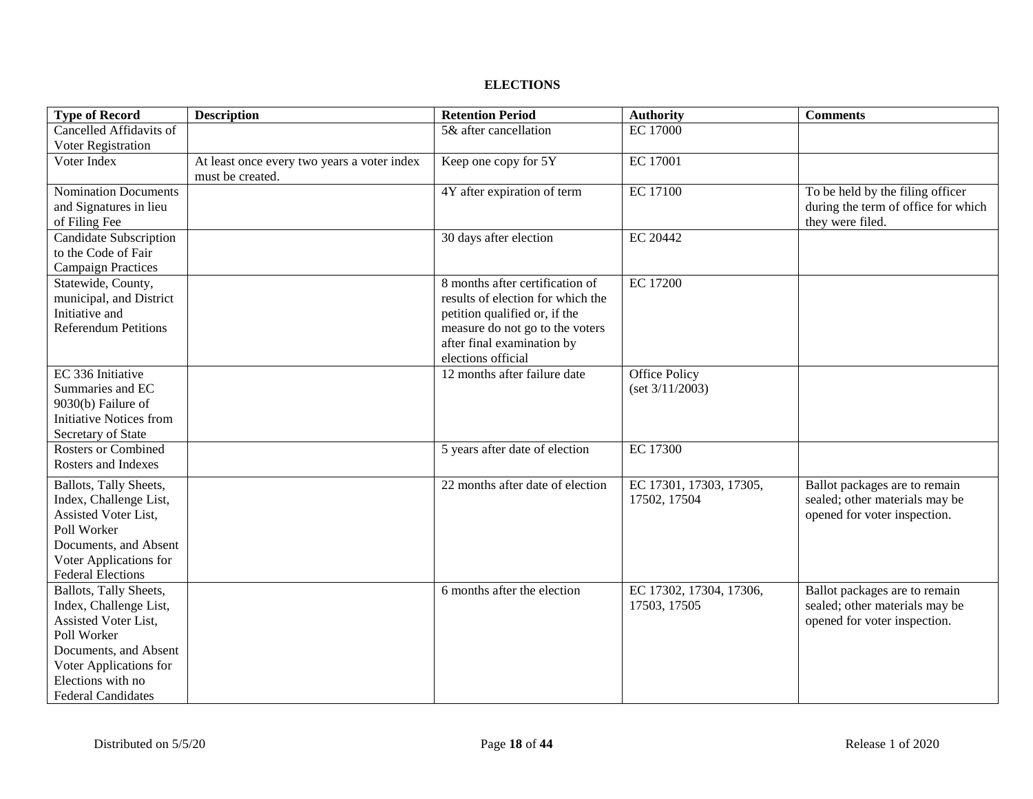**ELECTIONS**

| Type of Record | Description | Retention Period | Authority | Comments |
|---|---|---|---|---|
| Cancelled Affidavits of Voter Registration | | 5& after cancellation | EC 17000 | |
| Voter Index | At least once every two years a voter index must be created. | Keep one copy for 5Y | EC 17001 | |
| Nomination Documents and Signatures in lieu of Filing Fee | | 4Y after expiration of term | EC 17100 | To be held by the filing officer during the term of office for which they were filed. |
| Candidate Subscription to the Code of Fair Campaign Practices | | 30 days after election | EC 20442 | |
| Statewide, County, municipal, and District Initiative and Referendum Petitions | | 8 months after certification of results of election for which the petition qualified or, if the measure do not go to the voters after final examination by elections official | EC 17200 | |
| EC 336 Initiative Summaries and EC 9030(b) Failure of Initiative Notices from Secretary of State | | 12 months after failure date | Office Policy (set 3/11/2003) | |
| Rosters or Combined Rosters and Indexes | | 5 years after date of election | EC 17300 | |
| Ballots, Tally Sheets, Index, Challenge List, Assisted Voter List, Poll Worker Documents, and Absent Voter Applications for Federal Elections | | 22 months after date of election | EC 17301, 17303, 17305, 17502, 17504 | Ballot packages are to remain sealed; other materials may be opened for voter inspection. |
| Ballots, Tally Sheets, Index, Challenge List, Assisted Voter List, Poll Worker Documents, and Absent Voter Applications for Elections with no Federal Candidates | | 6 months after the election | EC 17302, 17304, 17306, 17503, 17505 | Ballot packages are to remain sealed; other materials may be opened for voter inspection. |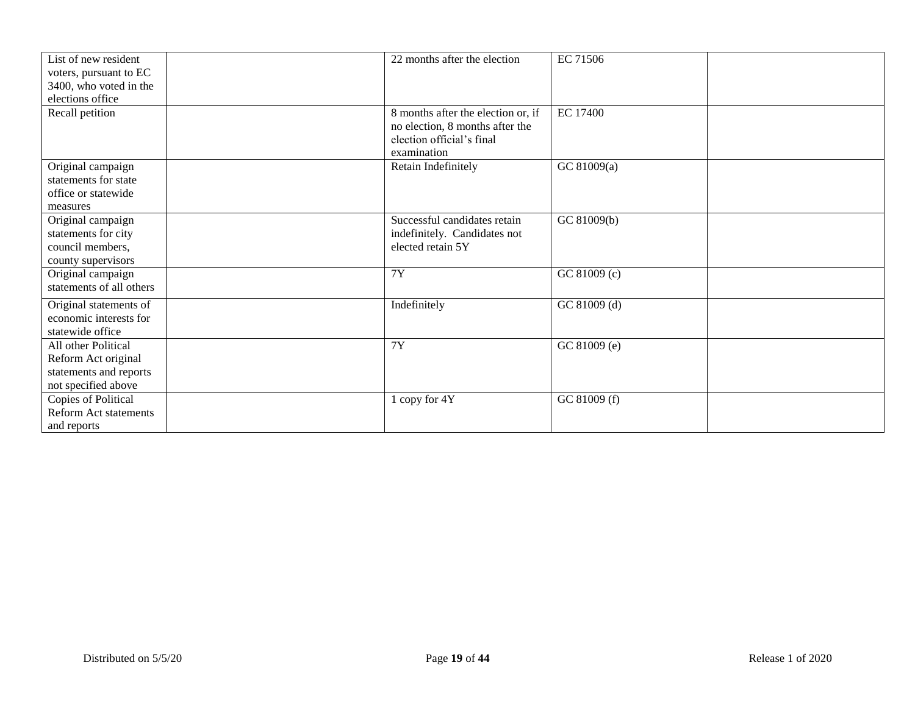| | | | | |
|---|---|---|---|---|
| List of new resident voters, pursuant to EC 3400, who voted in the elections office | | 22 months after the election | EC 71506 | |
| Recall petition | | 8 months after the election or, if no election, 8 months after the election official's final examination | EC 17400 | |
| Original campaign statements for state office or statewide measures | | Retain Indefinitely | GC 81009(a) | |
| Original campaign statements for city council members, county supervisors | | Successful candidates retain indefinitely. Candidates not elected retain 5Y | GC 81009(b) | |
| Original campaign statements of all others | | 7Y | GC 81009 (c) | |
| Original statements of economic interests for statewide office | | Indefinitely | GC 81009 (d) | |
| All other Political Reform Act original statements and reports not specified above | | 7Y | GC 81009 (e) | |
| Copies of Political Reform Act statements and reports | | 1 copy for 4Y | GC 81009 (f) | |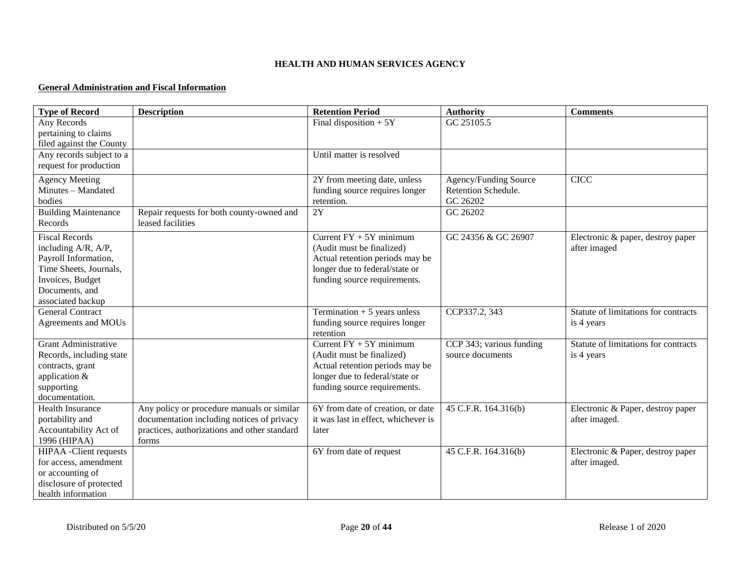**HEALTH AND HUMAN SERVICES AGENCY**

**General Administration and Fiscal Information**

| Type of Record | Description | Retention Period | Authority | Comments |
|---|---|---|---|---|
| Any Records pertaining to claims filed against the County | | Final disposition + 5Y | GC 25105.5 | |
| Any records subject to a request for production | | Until matter is resolved | | |
| Agency Meeting Minutes – Mandated bodies | | 2Y from meeting date, unless funding source requires longer retention. | Agency/Funding Source Retention Schedule. GC 26202 | CICC |
| Building Maintenance Records | Repair requests for both county-owned and leased facilities | 2Y | GC 26202 | |
| Fiscal Records including A/R, A/P, Payroll Information, Time Sheets, Journals, Invoices, Budget Documents, and associated backup | | Current FY + 5Y minimum (Audit must be finalized) Actual retention periods may be longer due to federal/state or funding source requirements. | GC 24356 & GC 26907 | Electronic & paper, destroy paper after imaged |
| General Contract Agreements and MOUs | | Termination + 5 years unless funding source requires longer retention | CCP337.2, 343 | Statute of limitations for contracts is 4 years |
| Grant Administrative Records, including state contracts, grant application & supporting documentation. | | Current FY + 5Y minimum (Audit must be finalized) Actual retention periods may be longer due to federal/state or funding source requirements. | CCP 343; various funding source documents | Statute of limitations for contracts is 4 years |
| Health Insurance portability and Accountability Act of 1996 (HIPAA) | Any policy or procedure manuals or similar documentation including notices of privacy practices, authorizations and other standard forms | 6Y from date of creation, or date it was last in effect, whichever is later | 45 C.F.R. 164.316(b) | Electronic & Paper, destroy paper after imaged. |
| HIPAA -Client requests for access, amendment or accounting of disclosure of protected health information | | 6Y from date of request | 45 C.F.R. 164.316(b) | Electronic & Paper, destroy paper after imaged. |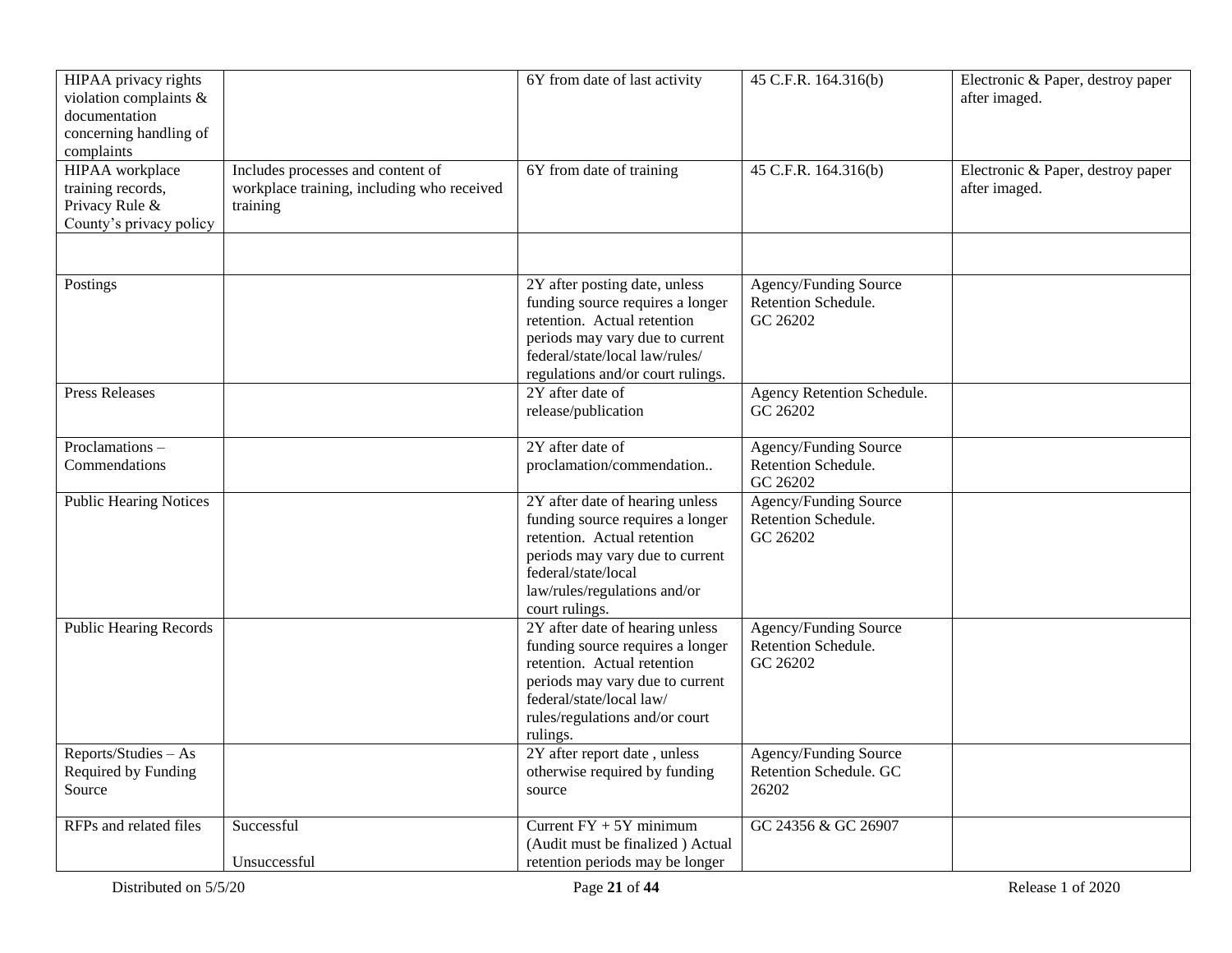| | | | | |
|---|---|---|---|---|
| HIPAA privacy rights violation complaints & documentation concerning handling of complaints | | 6Y from date of last activity | 45 C.F.R. 164.316(b) | Electronic & Paper, destroy paper after imaged. |
| HIPAA workplace training records, Privacy Rule & County's privacy policy | Includes processes and content of workplace training, including who received training | 6Y from date of training | 45 C.F.R. 164.316(b) | Electronic & Paper, destroy paper after imaged. |
| | | | | |
| Postings | | 2Y after posting date, unless funding source requires a longer retention. Actual retention periods may vary due to current federal/state/local law/rules/ regulations and/or court rulings. | Agency/Funding Source Retention Schedule. GC 26202 | |
| Press Releases | | 2Y after date of release/publication | Agency Retention Schedule. GC 26202 | |
| Proclamations – Commendations | | 2Y after date of proclamation/commendation.. | Agency/Funding Source Retention Schedule. GC 26202 | |
| Public Hearing Notices | | 2Y after date of hearing unless funding source requires a longer retention. Actual retention periods may vary due to current federal/state/local law/rules/regulations and/or court rulings. | Agency/Funding Source Retention Schedule. GC 26202 | |
| Public Hearing Records | | 2Y after date of hearing unless funding source requires a longer retention. Actual retention periods may vary due to current federal/state/local law/ rules/regulations and/or court rulings. | Agency/Funding Source Retention Schedule. GC 26202 | |
| Reports/Studies – As Required by Funding Source | | 2Y after report date , unless otherwise required by funding source | Agency/Funding Source Retention Schedule. GC 26202 | |
| RFPs and related files | Successful<br><br>Unsuccessful | Current FY + 5Y minimum (Audit must be finalized ) Actual retention periods may be longer | GC 24356 & GC 26907 | |

Distributed on 5/5/20 | Release 1 of 2020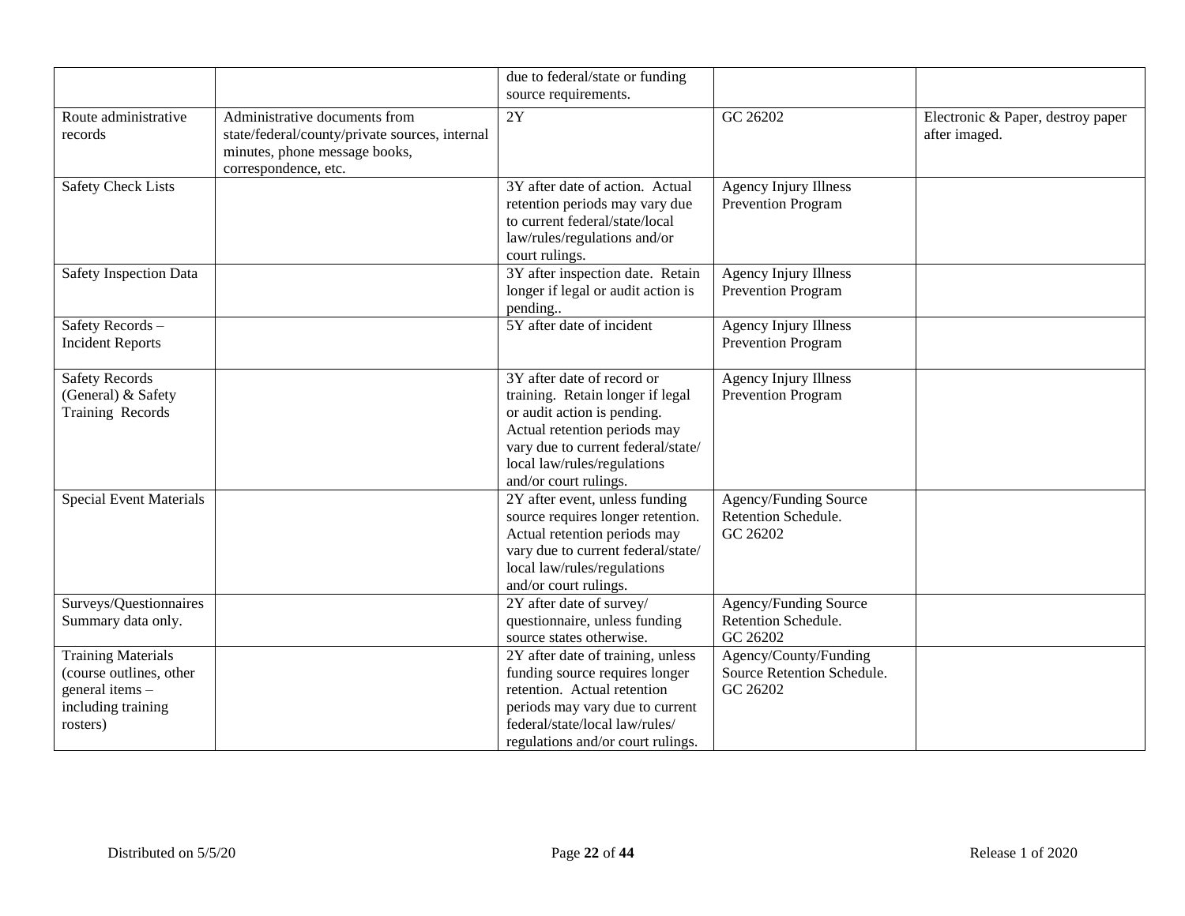| | | due to federal/state or funding source requirements. | | |
|---|---|---|---|---|
| Route administrative records | Administrative documents from state/federal/county/private sources, internal minutes, phone message books, correspondence, etc. | 2Y | GC 26202 | Electronic & Paper, destroy paper after imaged. |
| Safety Check Lists | | 3Y after date of action. Actual retention periods may vary due to current federal/state/local law/rules/regulations and/or court rulings. | Agency Injury Illness Prevention Program | |
| Safety Inspection Data | | 3Y after inspection date. Retain longer if legal or audit action is pending.. | Agency Injury Illness Prevention Program | |
| Safety Records – Incident Reports | | 5Y after date of incident | Agency Injury Illness Prevention Program | |
| Safety Records (General) & Safety Training Records | | 3Y after date of record or training. Retain longer if legal or audit action is pending. Actual retention periods may vary due to current federal/state/ local law/rules/regulations and/or court rulings. | Agency Injury Illness Prevention Program | |
| Special Event Materials | | 2Y after event, unless funding source requires longer retention. Actual retention periods may vary due to current federal/state/ local law/rules/regulations and/or court rulings. | Agency/Funding Source Retention Schedule. GC 26202 | |
| Surveys/Questionnaires Summary data only. | | 2Y after date of survey/ questionnaire, unless funding source states otherwise. | Agency/Funding Source Retention Schedule. GC 26202 | |
| Training Materials (course outlines, other general items – including training rosters) | | 2Y after date of training, unless funding source requires longer retention. Actual retention periods may vary due to current federal/state/local law/rules/ regulations and/or court rulings. | Agency/County/Funding Source Retention Schedule. GC 26202 | |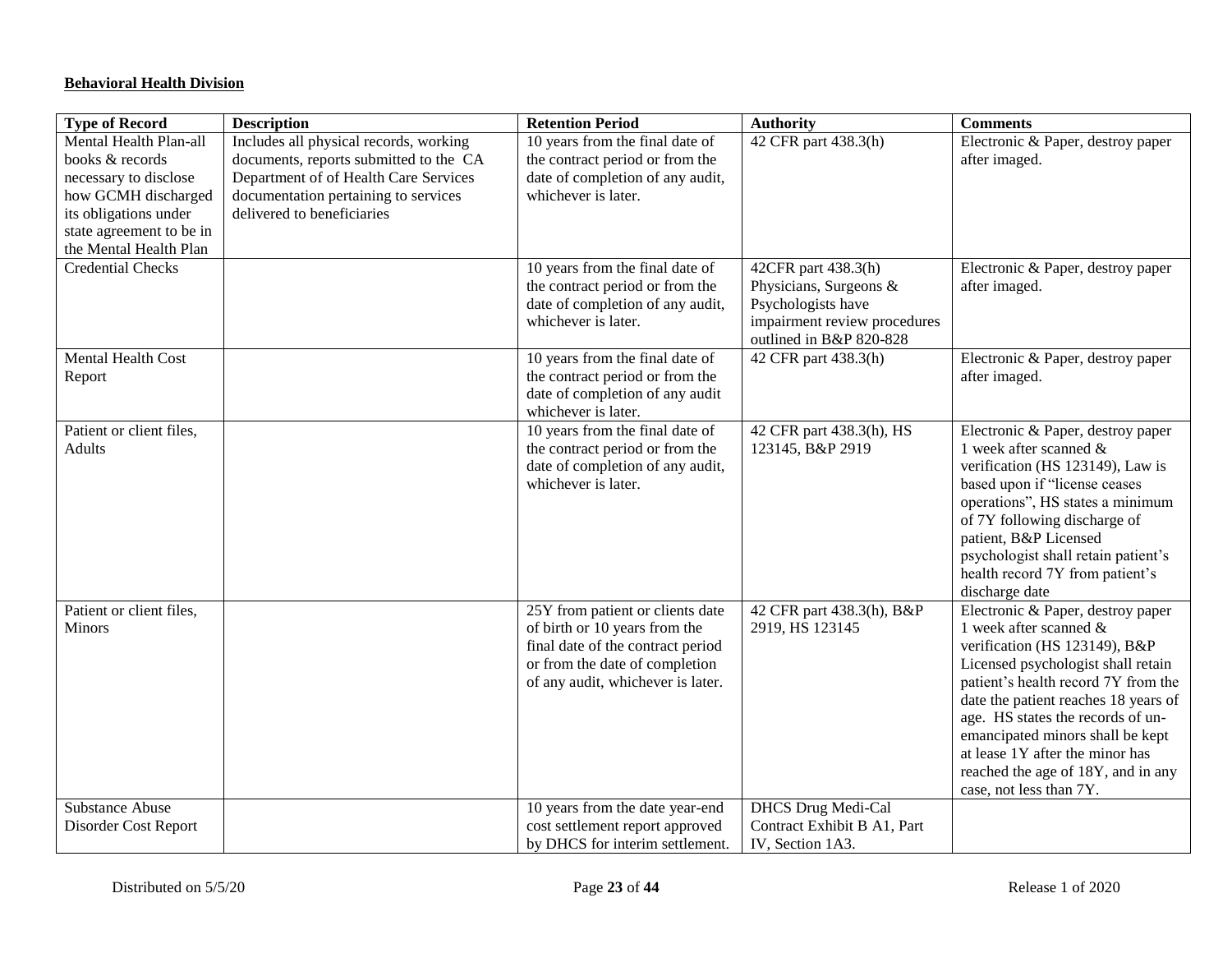**Behavioral Health Division**

| Type of Record | Description | Retention Period | Authority | Comments |
|---|---|---|---|---|
| Mental Health Plan-all books & records necessary to disclose how GCMH discharged its obligations under state agreement to be in the Mental Health Plan | Includes all physical records, working documents, reports submitted to the CA Department of of Health Care Services documentation pertaining to services delivered to beneficiaries | 10 years from the final date of the contract period or from the date of completion of any audit, whichever is later. | 42 CFR part 438.3(h) | Electronic & Paper, destroy paper after imaged. |
| Credential Checks | | 10 years from the final date of the contract period or from the date of completion of any audit, whichever is later. | 42CFR part 438.3(h) Physicians, Surgeons & Psychologists have impairment review procedures outlined in B&P 820-828 | Electronic & Paper, destroy paper after imaged. |
| Mental Health Cost Report | | 10 years from the final date of the contract period or from the date of completion of any audit whichever is later. | 42 CFR part 438.3(h) | Electronic & Paper, destroy paper after imaged. |
| Patient or client files, Adults | | 10 years from the final date of the contract period or from the date of completion of any audit, whichever is later. | 42 CFR part 438.3(h), HS 123145, B&P 2919 | Electronic & Paper, destroy paper 1 week after scanned & verification (HS 123149), Law is based upon if "license ceases operations", HS states a minimum of 7Y following discharge of patient, B&P Licensed psychologist shall retain patient's health record 7Y from patient's discharge date |
| Patient or client files, Minors | | 25Y from patient or clients date of birth or 10 years from the final date of the contract period or from the date of completion of any audit, whichever is later. | 42 CFR part 438.3(h), B&P 2919, HS 123145 | Electronic & Paper, destroy paper 1 week after scanned & verification (HS 123149), B&P Licensed psychologist shall retain patient's health record 7Y from the date the patient reaches 18 years of age. HS states the records of un-emancipated minors shall be kept at lease 1Y after the minor has reached the age of 18Y, and in any case, not less than 7Y. |
| Substance Abuse Disorder Cost Report | | 10 years from the date year-end cost settlement report approved by DHCS for interim settlement. | DHCS Drug Medi-Cal Contract Exhibit B A1, Part IV, Section 1A3. | |

Distributed on 5/5/20 Release 1 of 2020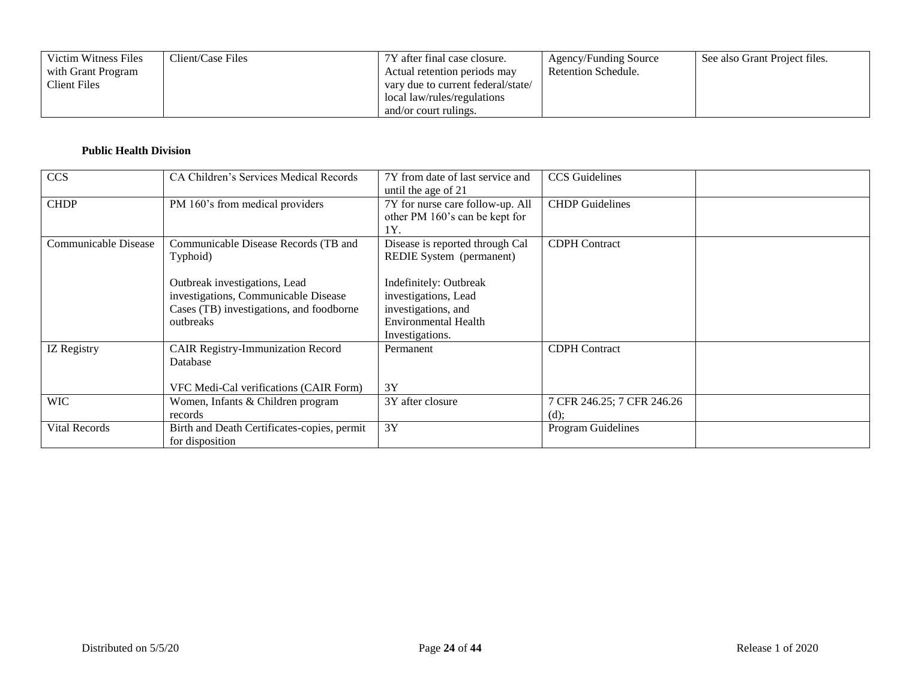| Victim Witness Files with Grant Program Client Files | Client/Case Files | 7Y after final case closure. Actual retention periods may vary due to current federal/state/ local law/rules/regulations and/or court rulings. | Agency/Funding Source Retention Schedule. | See also Grant Project files. |
|---|---|---|---|---|

**Public Health Division**

| CCS | CA Children's Services Medical Records | 7Y from date of last service and until the age of 21 | CCS Guidelines | |
|---|---|---|---|---|
| CHDP | PM 160's from medical providers | 7Y for nurse care follow-up. All other PM 160's can be kept for 1Y. | CHDP Guidelines | |
| Communicable Disease | Communicable Disease Records (TB and Typhoid)<br><br>Outbreak investigations, Lead investigations, Communicable Disease Cases (TB) investigations, and foodborne outbreaks | Disease is reported through Cal REDIE System (permanent)<br><br>Indefinitely: Outbreak investigations, Lead investigations, and Environmental Health Investigations. | CDPH Contract | |
| IZ Registry | CAIR Registry-Immunization Record Database<br><br>VFC Medi-Cal verifications (CAIR Form) | Permanent<br><br>3Y | CDPH Contract | |
| WIC | Women, Infants & Children program records | 3Y after closure | 7 CFR 246.25; 7 CFR 246.26 (d); | |
| Vital Records | Birth and Death Certificates-copies, permit for disposition | 3Y | Program Guidelines | |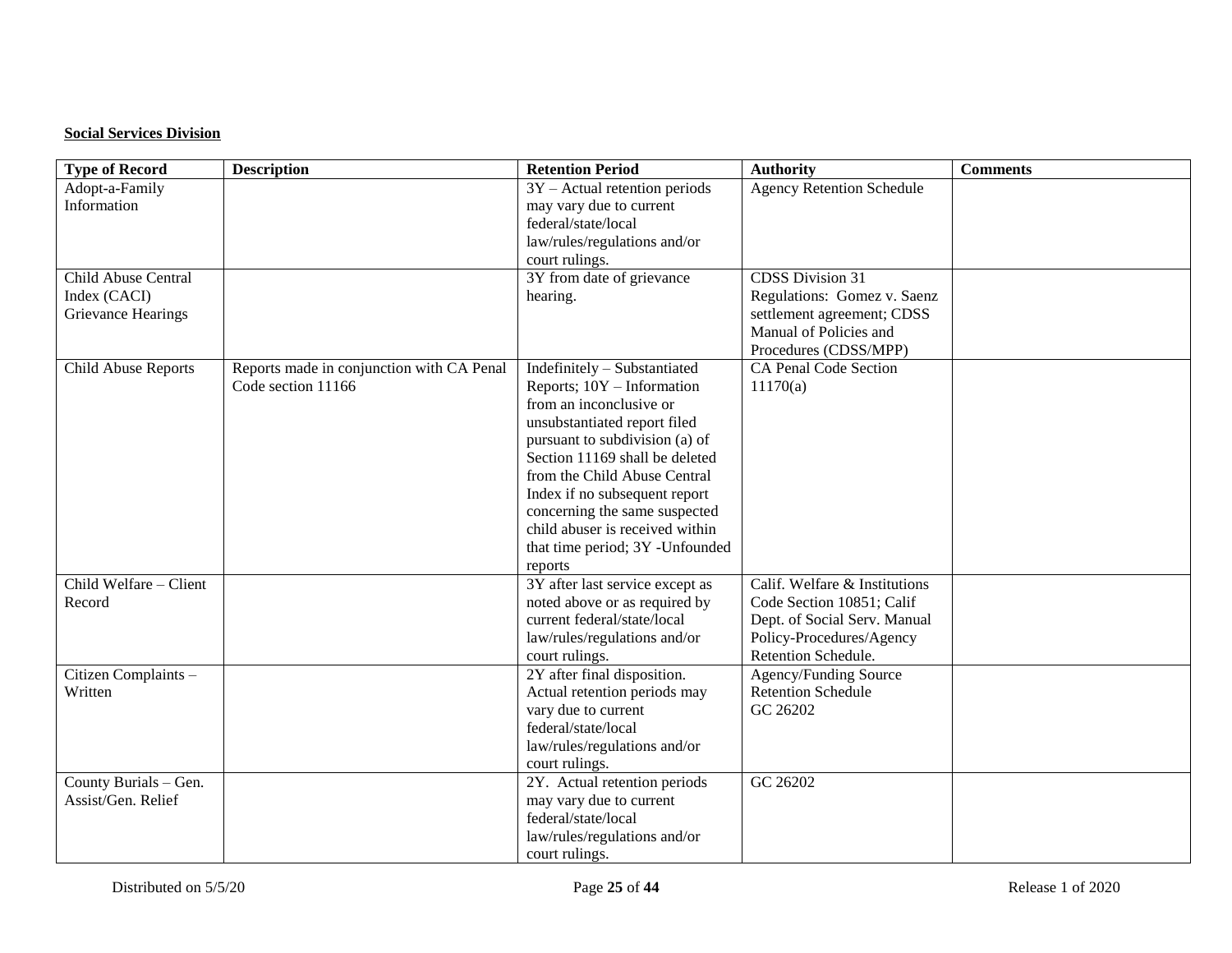**Social Services Division**

| Type of Record | Description | Retention Period | Authority | Comments |
|---|---|---|---|---|
| Adopt-a-Family Information | | 3Y – Actual retention periods may vary due to current federal/state/local law/rules/regulations and/or court rulings. | Agency Retention Schedule | |
| Child Abuse Central Index (CACI) Grievance Hearings | | 3Y from date of grievance hearing. | CDSS Division 31 Regulations: Gomez v. Saenz settlement agreement; CDSS Manual of Policies and Procedures (CDSS/MPP) | |
| Child Abuse Reports | Reports made in conjunction with CA Penal Code section 11166 | Indefinitely – Substantiated Reports; 10Y – Information from an inconclusive or unsubstantiated report filed pursuant to subdivision (a) of Section 11169 shall be deleted from the Child Abuse Central Index if no subsequent report concerning the same suspected child abuser is received within that time period; 3Y -Unfounded reports | CA Penal Code Section 11170(a) | |
| Child Welfare – Client Record | | 3Y after last service except as noted above or as required by current federal/state/local law/rules/regulations and/or court rulings. | Calif. Welfare & Institutions Code Section 10851; Calif Dept. of Social Serv. Manual Policy-Procedures/Agency Retention Schedule. | |
| Citizen Complaints – Written | | 2Y after final disposition. Actual retention periods may vary due to current federal/state/local law/rules/regulations and/or court rulings. | Agency/Funding Source Retention Schedule GC 26202 | |
| County Burials – Gen. Assist/Gen. Relief | | 2Y. Actual retention periods may vary due to current federal/state/local law/rules/regulations and/or court rulings. | GC 26202 | |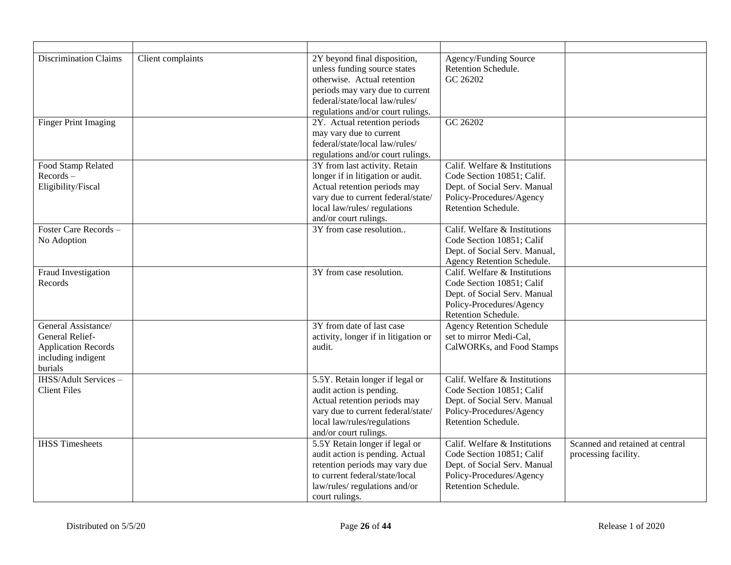| | | | | |
|---|---|---|---|---|
| Discrimination Claims | Client complaints | 2Y beyond final disposition, unless funding source states otherwise. Actual retention periods may vary due to current federal/state/local law/rules/ regulations and/or court rulings. | Agency/Funding Source Retention Schedule. GC 26202 | |
| Finger Print Imaging | | 2Y. Actual retention periods may vary due to current federal/state/local law/rules/ regulations and/or court rulings. | GC 26202 | |
| Food Stamp Related Records – Eligibility/Fiscal | | 3Y from last activity. Retain longer if in litigation or audit. Actual retention periods may vary due to current federal/state/ local law/rules/ regulations and/or court rulings. | Calif. Welfare & Institutions Code Section 10851; Calif. Dept. of Social Serv. Manual Policy-Procedures/Agency Retention Schedule. | |
| Foster Care Records – No Adoption | | 3Y from case resolution.. | Calif. Welfare & Institutions Code Section 10851; Calif Dept. of Social Serv. Manual, Agency Retention Schedule. | |
| Fraud Investigation Records | | 3Y from case resolution. | Calif. Welfare & Institutions Code Section 10851; Calif Dept. of Social Serv. Manual Policy-Procedures/Agency Retention Schedule. | |
| General Assistance/ General Relief- Application Records including indigent burials | | 3Y from date of last case activity, longer if in litigation or audit. | Agency Retention Schedule set to mirror Medi-Cal, CalWORKs, and Food Stamps | |
| IHSS/Adult Services – Client Files | | 5.5Y. Retain longer if legal or audit action is pending. Actual retention periods may vary due to current federal/state/ local law/rules/regulations and/or court rulings. | Calif. Welfare & Institutions Code Section 10851; Calif Dept. of Social Serv. Manual Policy-Procedures/Agency Retention Schedule. | |
| IHSS Timesheets | | 5.5Y Retain longer if legal or audit action is pending. Actual retention periods may vary due to current federal/state/local law/rules/ regulations and/or court rulings. | Calif. Welfare & Institutions Code Section 10851; Calif Dept. of Social Serv. Manual Policy-Procedures/Agency Retention Schedule. | Scanned and retained at central processing facility. |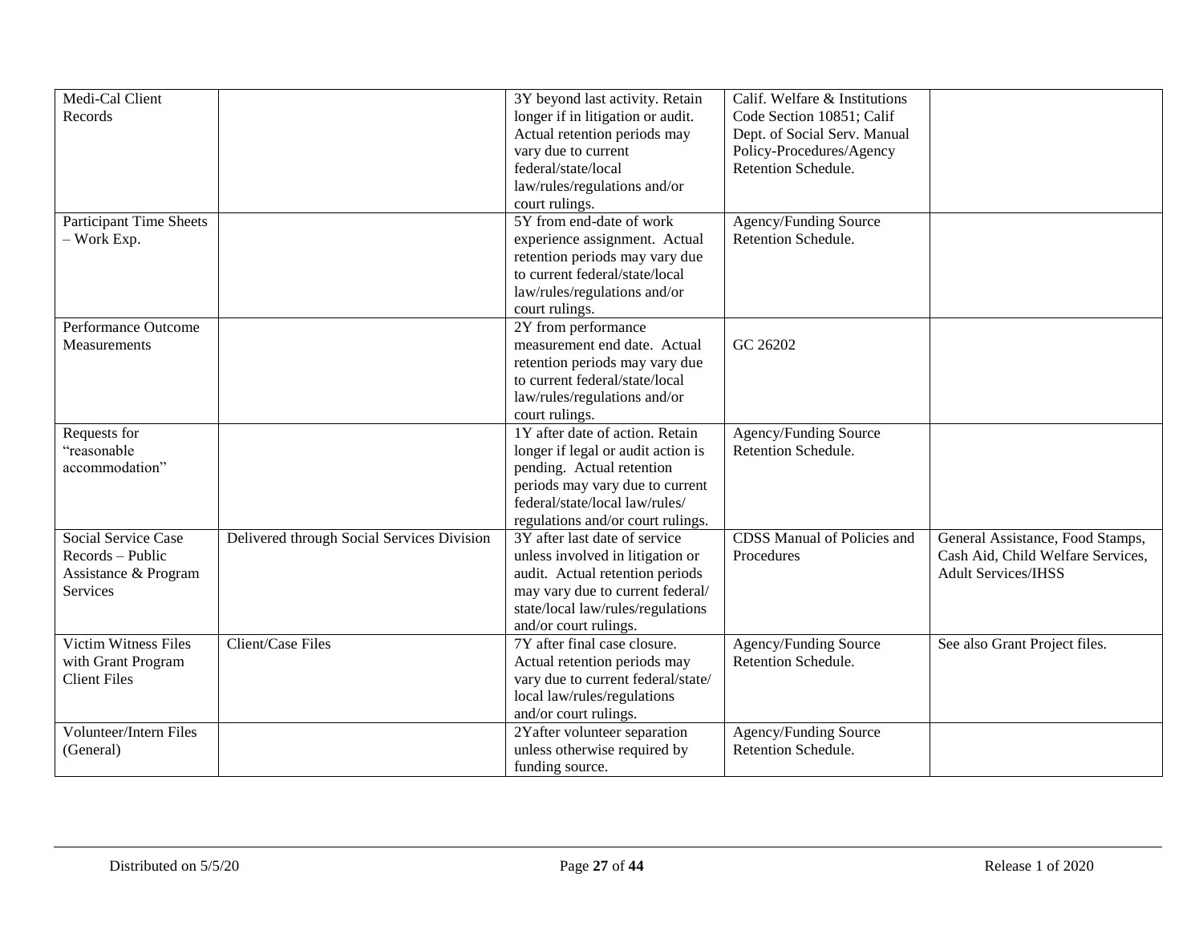| | | | | |
|---|---|---|---|---|
| Medi-Cal Client Records | | 3Y beyond last activity. Retain longer if in litigation or audit. Actual retention periods may vary due to current federal/state/local law/rules/regulations and/or court rulings. | Calif. Welfare & Institutions Code Section 10851; Calif Dept. of Social Serv. Manual Policy-Procedures/Agency Retention Schedule. | |
| Participant Time Sheets – Work Exp. | | 5Y from end-date of work experience assignment. Actual retention periods may vary due to current federal/state/local law/rules/regulations and/or court rulings. | Agency/Funding Source Retention Schedule. | |
| Performance Outcome Measurements | | 2Y from performance measurement end date. Actual retention periods may vary due to current federal/state/local law/rules/regulations and/or court rulings. | GC 26202 | |
| Requests for "reasonable accommodation" | | 1Y after date of action. Retain longer if legal or audit action is pending. Actual retention periods may vary due to current federal/state/local law/rules/ regulations and/or court rulings. | Agency/Funding Source Retention Schedule. | |
| Social Service Case Records – Public Assistance & Program Services | Delivered through Social Services Division | 3Y after last date of service unless involved in litigation or audit. Actual retention periods may vary due to current federal/ state/local law/rules/regulations and/or court rulings. | CDSS Manual of Policies and Procedures | General Assistance, Food Stamps, Cash Aid, Child Welfare Services, Adult Services/IHSS |
| Victim Witness Files with Grant Program Client Files | Client/Case Files | 7Y after final case closure. Actual retention periods may vary due to current federal/state/ local law/rules/regulations and/or court rulings. | Agency/Funding Source Retention Schedule. | See also Grant Project files. |
| Volunteer/Intern Files (General) | | 2Yafter volunteer separation unless otherwise required by funding source. | Agency/Funding Source Retention Schedule. | |

Distributed on 5/5/20 Release 1 of 2020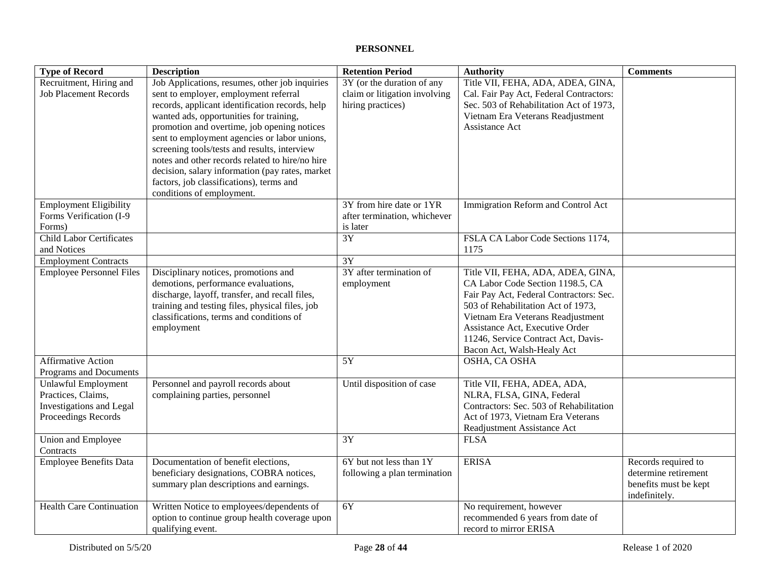**PERSONNEL**

| Type of Record | Description | Retention Period | Authority | Comments |
| --- | --- | --- | --- | --- |
| Recruitment, Hiring and Job Placement Records | Job Applications, resumes, other job inquiries sent to employer, employment referral records, applicant identification records, help wanted ads, opportunities for training, promotion and overtime, job opening notices sent to employment agencies or labor unions, screening tools/tests and results, interview notes and other records related to hire/no hire decision, salary information (pay rates, market factors, job classifications), terms and conditions of employment. | 3Y (or the duration of any claim or litigation involving hiring practices) | Title VII, FEHA, ADA, ADEA, GINA, Cal. Fair Pay Act, Federal Contractors: Sec. 503 of Rehabilitation Act of 1973, Vietnam Era Veterans Readjustment Assistance Act | |
| Employment Eligibility Forms Verification (I-9 Forms) | | 3Y from hire date or 1YR after termination, whichever is later | Immigration Reform and Control Act | |
| Child Labor Certificates and Notices | | 3Y | FSLA CA Labor Code Sections 1174, 1175 | |
| Employment Contracts | | 3Y | | |
| Employee Personnel Files | Disciplinary notices, promotions and demotions, performance evaluations, discharge, layoff, transfer, and recall files, training and testing files, physical files, job classifications, terms and conditions of employment | 3Y after termination of employment | Title VII, FEHA, ADA, ADEA, GINA, CA Labor Code Section 1198.5, CA Fair Pay Act, Federal Contractors: Sec. 503 of Rehabilitation Act of 1973, Vietnam Era Veterans Readjustment Assistance Act, Executive Order 11246, Service Contract Act, Davis-Bacon Act, Walsh-Healy Act | |
| Affirmative Action Programs and Documents | | 5Y | OSHA, CA OSHA | |
| Unlawful Employment Practices, Claims, Investigations and Legal Proceedings Records | Personnel and payroll records about complaining parties, personnel | Until disposition of case | Title VII, FEHA, ADEA, ADA, NLRA, FLSA, GINA, Federal Contractors: Sec. 503 of Rehabilitation Act of 1973, Vietnam Era Veterans Readjustment Assistance Act | |
| Union and Employee Contracts | | 3Y | FLSA | |
| Employee Benefits Data | Documentation of benefit elections, beneficiary designations, COBRA notices, summary plan descriptions and earnings. | 6Y but not less than 1Y following a plan termination | ERISA | Records required to determine retirement benefits must be kept indefinitely. |
| Health Care Continuation | Written Notice to employees/dependents of option to continue group health coverage upon qualifying event. | 6Y | No requirement, however recommended 6 years from date of record to mirror ERISA | |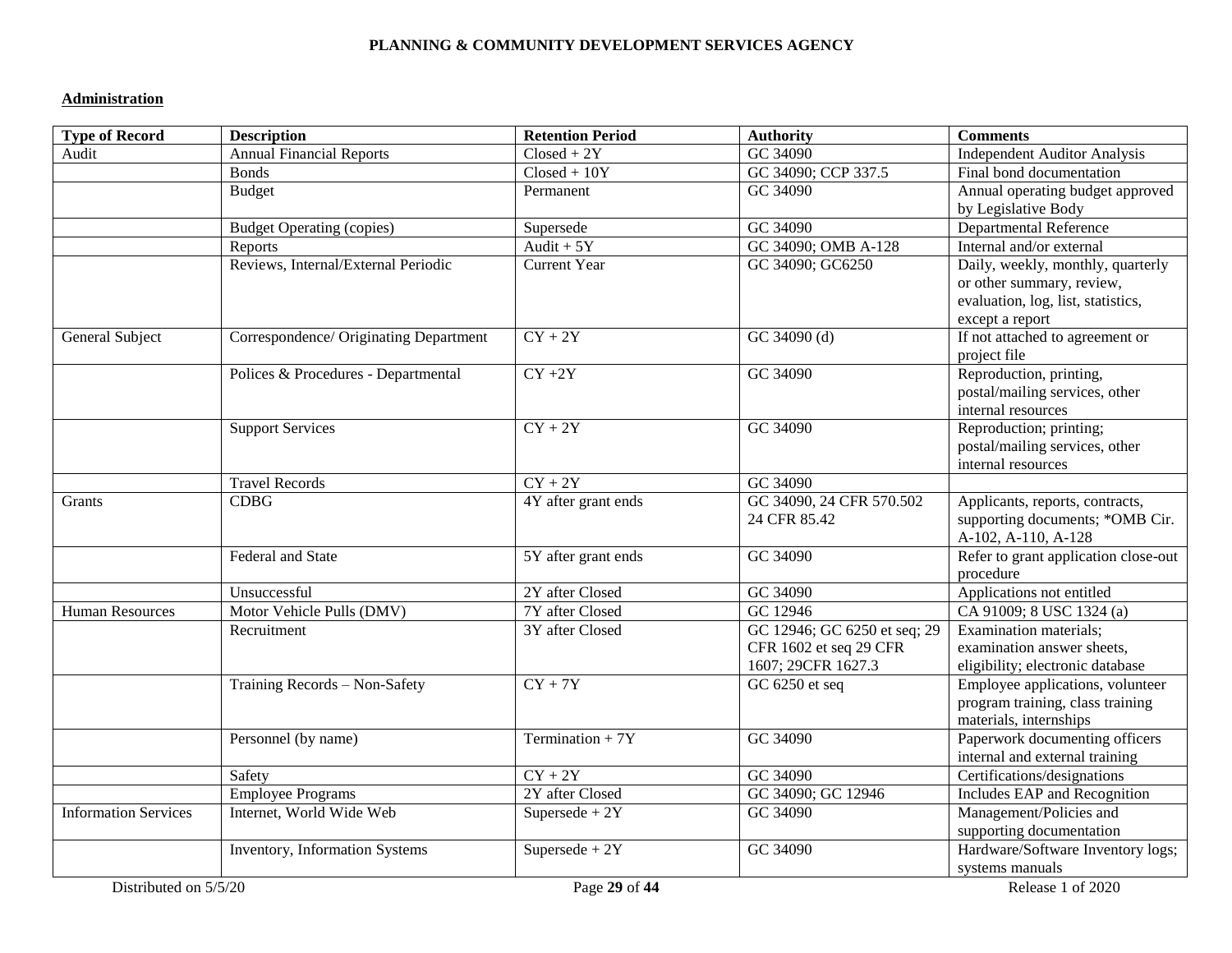**PLANNING & COMMUNITY DEVELOPMENT SERVICES AGENCY**

**Administration**

| Type of Record | Description | Retention Period | Authority | Comments |
|---|---|---|---|---|
| Audit | Annual Financial Reports | Closed + 2Y | GC 34090 | Independent Auditor Analysis |
| | Bonds | Closed + 10Y | GC 34090; CCP 337.5 | Final bond documentation |
| | Budget | Permanent | GC 34090 | Annual operating budget approved by Legislative Body |
| | Budget Operating (copies) | Supersede | GC 34090 | Departmental Reference |
| | Reports | Audit + 5Y | GC 34090; OMB A-128 | Internal and/or external |
| | Reviews, Internal/External Periodic | Current Year | GC 34090; GC6250 | Daily, weekly, monthly, quarterly or other summary, review, evaluation, log, list, statistics, except a report |
| General Subject | Correspondence/ Originating Department | CY + 2Y | GC 34090 (d) | If not attached to agreement or project file |
| | Polices & Procedures - Departmental | CY +2Y | GC 34090 | Reproduction, printing, postal/mailing services, other internal resources |
| | Support Services | CY + 2Y | GC 34090 | Reproduction; printing; postal/mailing services, other internal resources |
| | Travel Records | CY + 2Y | GC 34090 | |
| Grants | CDBG | 4Y after grant ends | GC 34090, 24 CFR 570.502 24 CFR 85.42 | Applicants, reports, contracts, supporting documents; *OMB Cir. A-102, A-110, A-128 |
| | Federal and State | 5Y after grant ends | GC 34090 | Refer to grant application close-out procedure |
| | Unsuccessful | 2Y after Closed | GC 34090 | Applications not entitled |
| Human Resources | Motor Vehicle Pulls (DMV) | 7Y after Closed | GC 12946 | CA 91009; 8 USC 1324 (a) |
| | Recruitment | 3Y after Closed | GC 12946; GC 6250 et seq; 29 CFR 1602 et seq 29 CFR 1607; 29CFR 1627.3 | Examination materials; examination answer sheets, eligibility; electronic database |
| | Training Records – Non-Safety | CY + 7Y | GC 6250 et seq | Employee applications, volunteer program training, class training materials, internships |
| | Personnel (by name) | Termination + 7Y | GC 34090 | Paperwork documenting officers internal and external training |
| | Safety | CY + 2Y | GC 34090 | Certifications/designations |
| | Employee Programs | 2Y after Closed | GC 34090; GC 12946 | Includes EAP and Recognition |
| Information Services | Internet, World Wide Web | Supersede + 2Y | GC 34090 | Management/Policies and supporting documentation |
| | Inventory, Information Systems | Supersede + 2Y | GC 34090 | Hardware/Software Inventory logs; systems manuals |

Distributed on 5/5/20 — Release 1 of 2020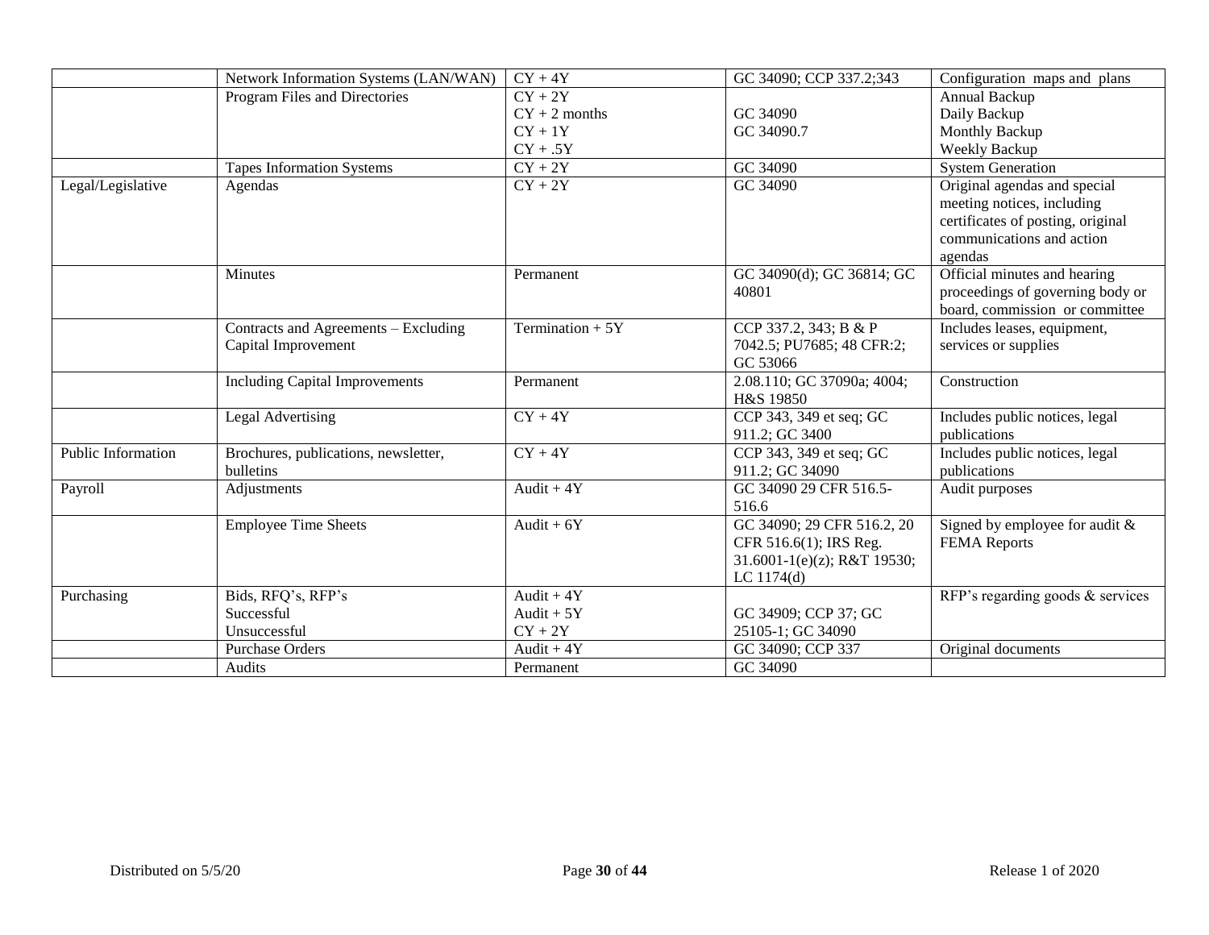| | | | | |
|---|---|---|---|---|
| | Network Information Systems (LAN/WAN) | CY + 4Y | GC 34090; CCP 337.2;343 | Configuration maps and plans |
| | Program Files and Directories | CY + 2Y<br>CY + 2 months<br>CY + 1Y<br>CY + .5Y | GC 34090<br>GC 34090.7 | Annual Backup<br>Daily Backup<br>Monthly Backup<br>Weekly Backup |
| | Tapes Information Systems | CY + 2Y | GC 34090 | System Generation |
| Legal/Legislative | Agendas | CY + 2Y | GC 34090 | Original agendas and special meeting notices, including certificates of posting, original communications and action agendas |
| | Minutes | Permanent | GC 34090(d); GC 36814; GC 40801 | Official minutes and hearing proceedings of governing body or board, commission or committee |
| | Contracts and Agreements – Excluding Capital Improvement | Termination + 5Y | CCP 337.2, 343; B & P 7042.5; PU7685; 48 CFR:2; GC 53066 | Includes leases, equipment, services or supplies |
| | Including Capital Improvements | Permanent | 2.08.110; GC 37090a; 4004; H&S 19850 | Construction |
| | Legal Advertising | CY + 4Y | CCP 343, 349 et seq; GC 911.2; GC 3400 | Includes public notices, legal publications |
| Public Information | Brochures, publications, newsletter, bulletins | CY + 4Y | CCP 343, 349 et seq; GC 911.2; GC 34090 | Includes public notices, legal publications |
| Payroll | Adjustments | Audit + 4Y | GC 34090 29 CFR 516.5-516.6 | Audit purposes |
| | Employee Time Sheets | Audit + 6Y | GC 34090; 29 CFR 516.2, 20 CFR 516.6(1); IRS Reg. 31.6001-1(e)(z); R&T 19530; LC 1174(d) | Signed by employee for audit & FEMA Reports |
| Purchasing | Bids, RFQ's, RFP's<br>Successful<br>Unsuccessful | Audit + 4Y<br>Audit + 5Y<br>CY + 2Y | GC 34909; CCP 37; GC 25105-1; GC 34090 | RFP's regarding goods & services |
| | Purchase Orders | Audit + 4Y | GC 34090; CCP 337 | Original documents |
| | Audits | Permanent | GC 34090 | |

Distributed on 5/5/20 Release 1 of 2020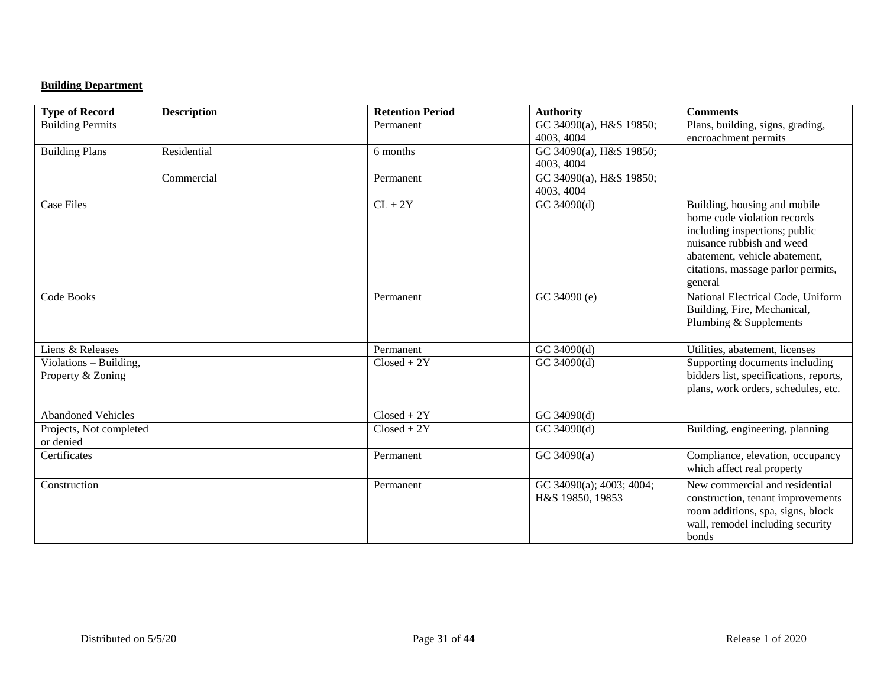**Building Department**

| Type of Record | Description | Retention Period | Authority | Comments |
|---|---|---|---|---|
| Building Permits | | Permanent | GC 34090(a), H&S 19850; 4003, 4004 | Plans, building, signs, grading, encroachment permits |
| Building Plans | Residential | 6 months | GC 34090(a), H&S 19850; 4003, 4004 | |
| | Commercial | Permanent | GC 34090(a), H&S 19850; 4003, 4004 | |
| Case Files | | CL + 2Y | GC 34090(d) | Building, housing and mobile home code violation records including inspections; public nuisance rubbish and weed abatement, vehicle abatement, citations, massage parlor permits, general |
| Code Books | | Permanent | GC 34090 (e) | National Electrical Code, Uniform Building, Fire, Mechanical, Plumbing & Supplements |
| Liens & Releases | | Permanent | GC 34090(d) | Utilities, abatement, licenses |
| Violations – Building, Property & Zoning | | Closed + 2Y | GC 34090(d) | Supporting documents including bidders list, specifications, reports, plans, work orders, schedules, etc. |
| Abandoned Vehicles | | Closed + 2Y | GC 34090(d) | |
| Projects, Not completed or denied | | Closed + 2Y | GC 34090(d) | Building, engineering, planning |
| Certificates | | Permanent | GC 34090(a) | Compliance, elevation, occupancy which affect real property |
| Construction | | Permanent | GC 34090(a); 4003; 4004; H&S 19850, 19853 | New commercial and residential construction, tenant improvements room additions, spa, signs, block wall, remodel including security bonds |

Distributed on 5/5/20 Release 1 of 2020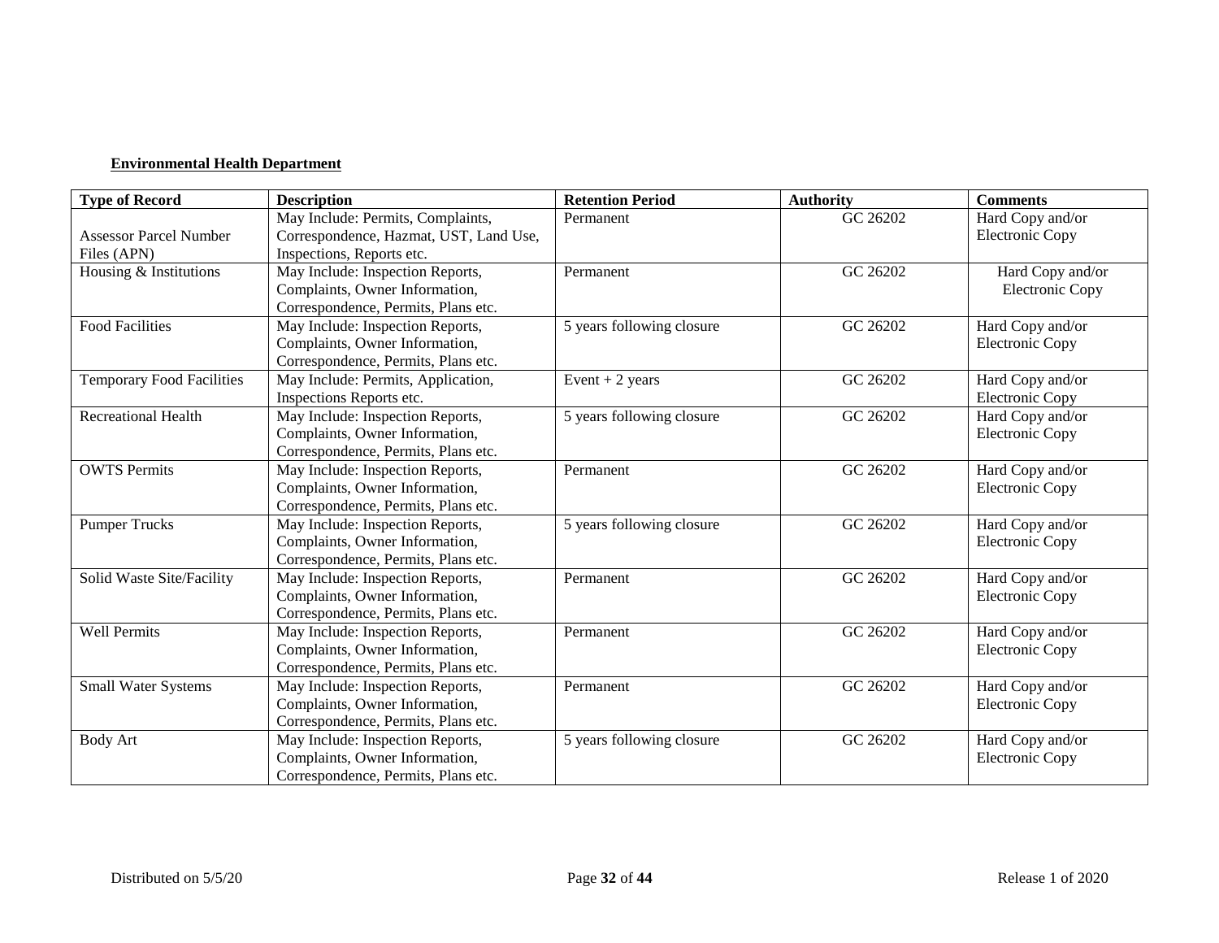**Environmental Health Department**

| Type of Record | Description | Retention Period | Authority | Comments |
|---|---|---|---|---|
| Assessor Parcel Number Files (APN) | May Include: Permits, Complaints, Correspondence, Hazmat, UST, Land Use, Inspections, Reports etc. | Permanent | GC 26202 | Hard Copy and/or Electronic Copy |
| Housing & Institutions | May Include: Inspection Reports, Complaints, Owner Information, Correspondence, Permits, Plans etc. | Permanent | GC 26202 | Hard Copy and/or Electronic Copy |
| Food Facilities | May Include: Inspection Reports, Complaints, Owner Information, Correspondence, Permits, Plans etc. | 5 years following closure | GC 26202 | Hard Copy and/or Electronic Copy |
| Temporary Food Facilities | May Include: Permits, Application, Inspections Reports etc. | Event + 2 years | GC 26202 | Hard Copy and/or Electronic Copy |
| Recreational Health | May Include: Inspection Reports, Complaints, Owner Information, Correspondence, Permits, Plans etc. | 5 years following closure | GC 26202 | Hard Copy and/or Electronic Copy |
| OWTS Permits | May Include: Inspection Reports, Complaints, Owner Information, Correspondence, Permits, Plans etc. | Permanent | GC 26202 | Hard Copy and/or Electronic Copy |
| Pumper Trucks | May Include: Inspection Reports, Complaints, Owner Information, Correspondence, Permits, Plans etc. | 5 years following closure | GC 26202 | Hard Copy and/or Electronic Copy |
| Solid Waste Site/Facility | May Include: Inspection Reports, Complaints, Owner Information, Correspondence, Permits, Plans etc. | Permanent | GC 26202 | Hard Copy and/or Electronic Copy |
| Well Permits | May Include: Inspection Reports, Complaints, Owner Information, Correspondence, Permits, Plans etc. | Permanent | GC 26202 | Hard Copy and/or Electronic Copy |
| Small Water Systems | May Include: Inspection Reports, Complaints, Owner Information, Correspondence, Permits, Plans etc. | Permanent | GC 26202 | Hard Copy and/or Electronic Copy |
| Body Art | May Include: Inspection Reports, Complaints, Owner Information, Correspondence, Permits, Plans etc. | 5 years following closure | GC 26202 | Hard Copy and/or Electronic Copy |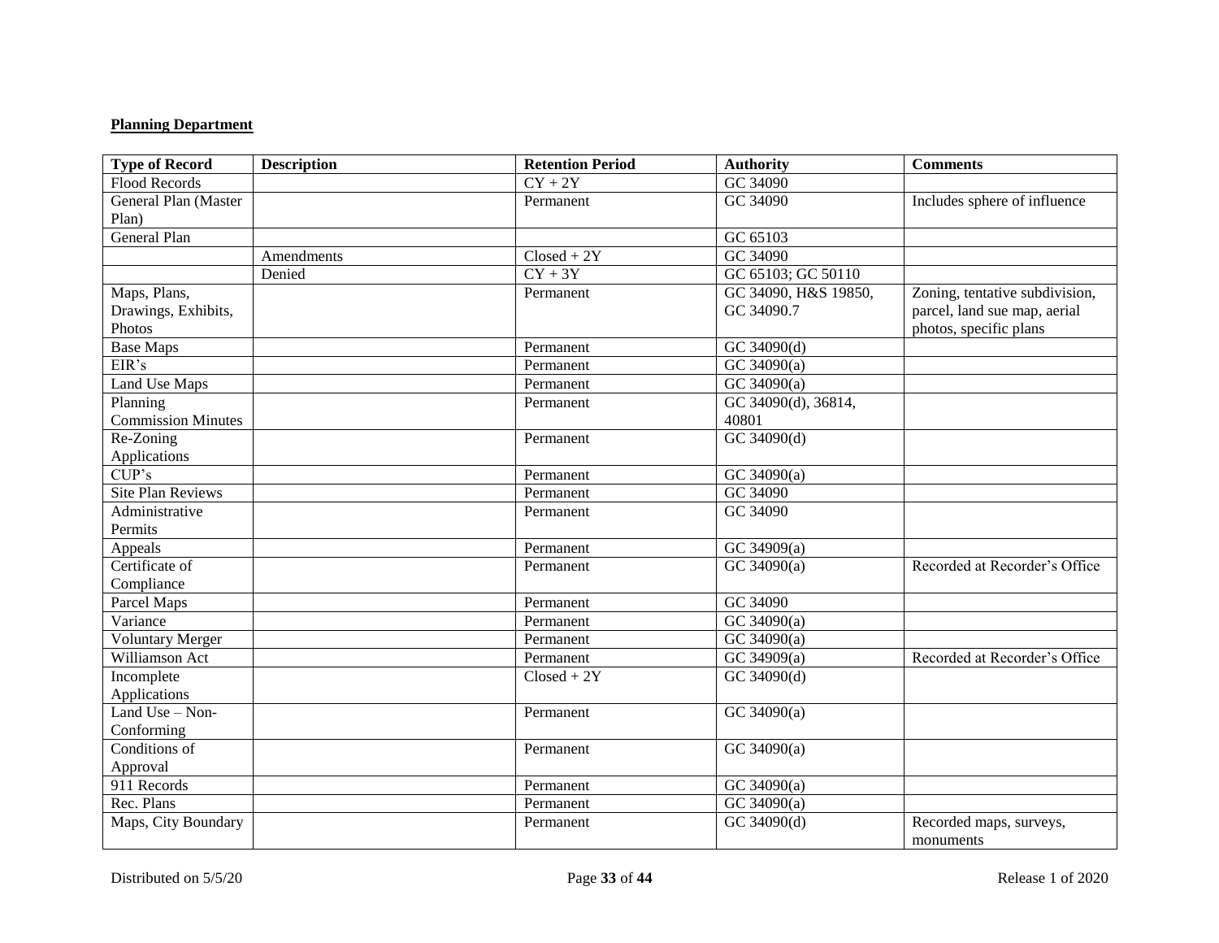**Planning Department**

| Type of Record | Description | Retention Period | Authority | Comments |
|---|---|---|---|---|
| Flood Records | | CY + 2Y | GC 34090 | |
| General Plan (Master Plan) | | Permanent | GC 34090 | Includes sphere of influence |
| General Plan | | | GC 65103 | |
| | Amendments | Closed + 2Y | GC 34090 | |
| | Denied | CY + 3Y | GC 65103; GC 50110 | |
| Maps, Plans, Drawings, Exhibits, Photos | | Permanent | GC 34090, H&S 19850, GC 34090.7 | Zoning, tentative subdivision, parcel, land sue map, aerial photos, specific plans |
| Base Maps | | Permanent | GC 34090(d) | |
| EIR's | | Permanent | GC 34090(a) | |
| Land Use Maps | | Permanent | GC 34090(a) | |
| Planning Commission Minutes | | Permanent | GC 34090(d), 36814, 40801 | |
| Re-Zoning Applications | | Permanent | GC 34090(d) | |
| CUP's | | Permanent | GC 34090(a) | |
| Site Plan Reviews | | Permanent | GC 34090 | |
| Administrative Permits | | Permanent | GC 34090 | |
| Appeals | | Permanent | GC 34909(a) | |
| Certificate of Compliance | | Permanent | GC 34090(a) | Recorded at Recorder's Office |
| Parcel Maps | | Permanent | GC 34090 | |
| Variance | | Permanent | GC 34090(a) | |
| Voluntary Merger | | Permanent | GC 34090(a) | |
| Williamson Act | | Permanent | GC 34909(a) | Recorded at Recorder's Office |
| Incomplete Applications | | Closed + 2Y | GC 34090(d) | |
| Land Use – Non-Conforming | | Permanent | GC 34090(a) | |
| Conditions of Approval | | Permanent | GC 34090(a) | |
| 911 Records | | Permanent | GC 34090(a) | |
| Rec. Plans | | Permanent | GC 34090(a) | |
| Maps, City Boundary | | Permanent | GC 34090(d) | Recorded maps, surveys, monuments |

Distributed on 5/5/20 | Release 1 of 2020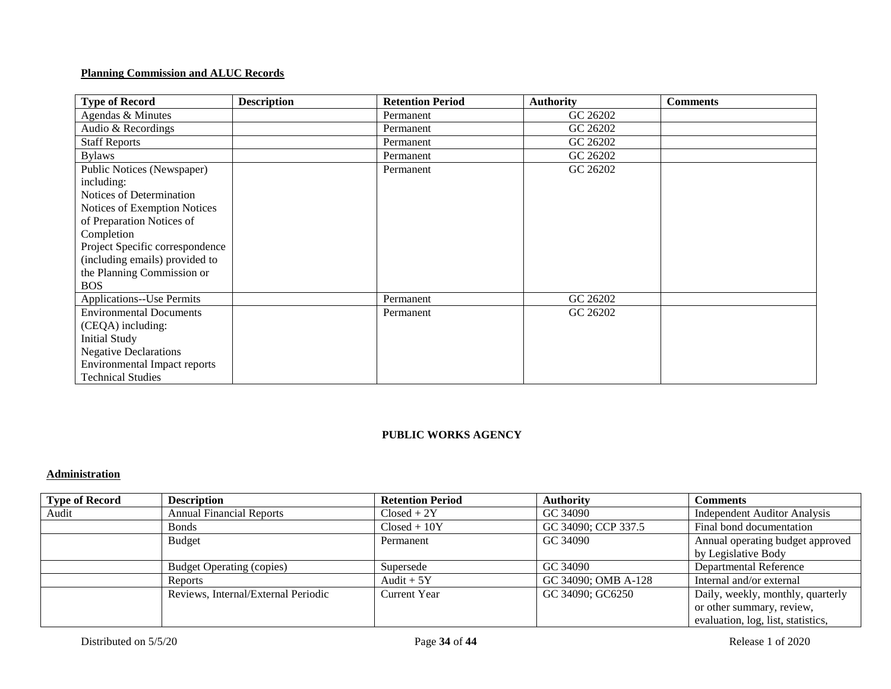**Planning Commission and ALUC Records**

| Type of Record | Description | Retention Period | Authority | Comments |
|---|---|---|---|---|
| Agendas & Minutes | | Permanent | GC 26202 | |
| Audio & Recordings | | Permanent | GC 26202 | |
| Staff Reports | | Permanent | GC 26202 | |
| Bylaws | | Permanent | GC 26202 | |
| Public Notices (Newspaper) including: Notices of Determination Notices of Exemption Notices of Preparation Notices of Completion Project Specific correspondence (including emails) provided to the Planning Commission or BOS | | Permanent | GC 26202 | |
| Applications--Use Permits | | Permanent | GC 26202 | |
| Environmental Documents (CEQA) including: Initial Study Negative Declarations Environmental Impact reports Technical Studies | | Permanent | GC 26202 | |

## PUBLIC WORKS AGENCY

**Administration**

| Type of Record | Description | Retention Period | Authority | Comments |
|---|---|---|---|---|
| Audit | Annual Financial Reports | Closed + 2Y | GC 34090 | Independent Auditor Analysis |
| | Bonds | Closed + 10Y | GC 34090; CCP 337.5 | Final bond documentation |
| | Budget | Permanent | GC 34090 | Annual operating budget approved by Legislative Body |
| | Budget Operating (copies) | Supersede | GC 34090 | Departmental Reference |
| | Reports | Audit + 5Y | GC 34090; OMB A-128 | Internal and/or external |
| | Reviews, Internal/External Periodic | Current Year | GC 34090; GC6250 | Daily, weekly, monthly, quarterly or other summary, review, evaluation, log, list, statistics, |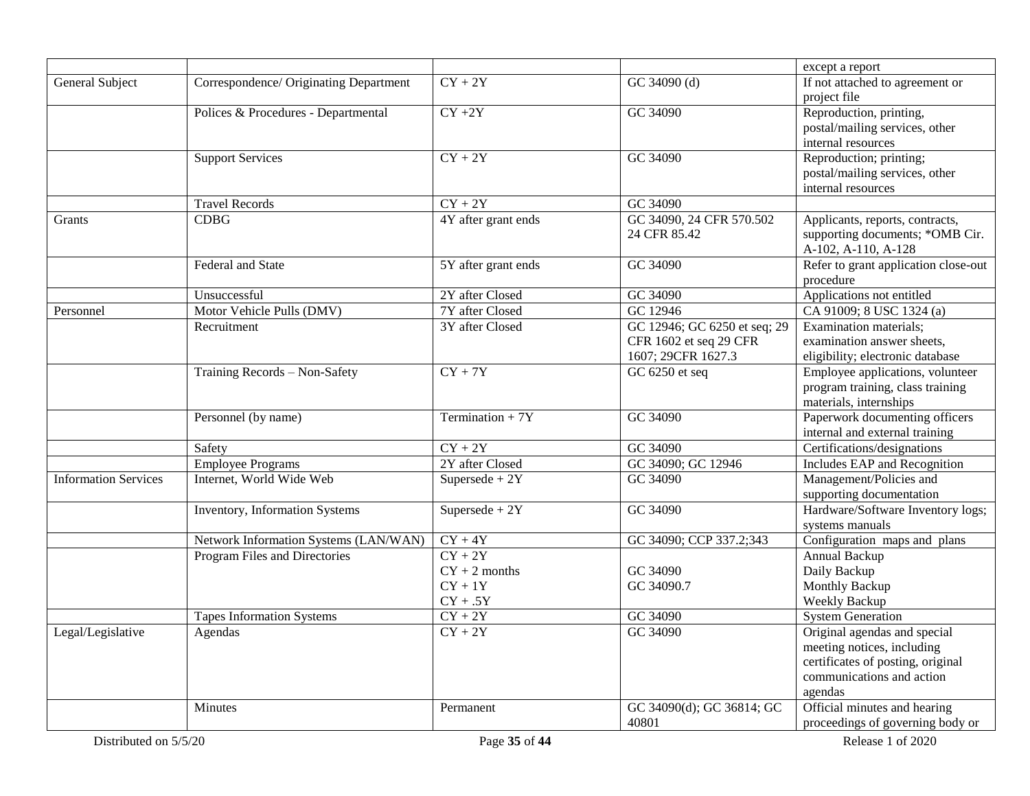| | | | | |
|---|---|---|---|---|
| | | | | except a report |
| General Subject | Correspondence/ Originating Department | CY + 2Y | GC 34090 (d) | If not attached to agreement or project file |
| | Polices & Procedures - Departmental | CY +2Y | GC 34090 | Reproduction, printing, postal/mailing services, other internal resources |
| | Support Services | CY + 2Y | GC 34090 | Reproduction; printing; postal/mailing services, other internal resources |
| | Travel Records | CY + 2Y | GC 34090 | |
| Grants | CDBG | 4Y after grant ends | GC 34090, 24 CFR 570.502 24 CFR 85.42 | Applicants, reports, contracts, supporting documents; *OMB Cir. A-102, A-110, A-128 |
| | Federal and State | 5Y after grant ends | GC 34090 | Refer to grant application close-out procedure |
| | Unsuccessful | 2Y after Closed | GC 34090 | Applications not entitled |
| Personnel | Motor Vehicle Pulls (DMV) | 7Y after Closed | GC 12946 | CA 91009; 8 USC 1324 (a) |
| | Recruitment | 3Y after Closed | GC 12946; GC 6250 et seq; 29 CFR 1602 et seq 29 CFR 1607; 29CFR 1627.3 | Examination materials; examination answer sheets, eligibility; electronic database |
| | Training Records – Non-Safety | CY + 7Y | GC 6250 et seq | Employee applications, volunteer program training, class training materials, internships |
| | Personnel (by name) | Termination + 7Y | GC 34090 | Paperwork documenting officers internal and external training |
| | Safety | CY + 2Y | GC 34090 | Certifications/designations |
| | Employee Programs | 2Y after Closed | GC 34090; GC 12946 | Includes EAP and Recognition |
| Information Services | Internet, World Wide Web | Supersede + 2Y | GC 34090 | Management/Policies and supporting documentation |
| | Inventory, Information Systems | Supersede + 2Y | GC 34090 | Hardware/Software Inventory logs; systems manuals |
| | Network Information Systems (LAN/WAN) | CY + 4Y | GC 34090; CCP 337.2;343 | Configuration maps and plans |
| | Program Files and Directories | CY + 2Y<br>CY + 2 months<br>CY + 1Y<br>CY + .5Y | GC 34090<br>GC 34090.7 | Annual Backup<br>Daily Backup<br>Monthly Backup<br>Weekly Backup |
| | Tapes Information Systems | CY + 2Y | GC 34090 | System Generation |
| Legal/Legislative | Agendas | CY + 2Y | GC 34090 | Original agendas and special meeting notices, including certificates of posting, original communications and action agendas |
| | Minutes | Permanent | GC 34090(d); GC 36814; GC 40801 | Official minutes and hearing proceedings of governing body or |

Distributed on 5/5/20 | Release 1 of 2020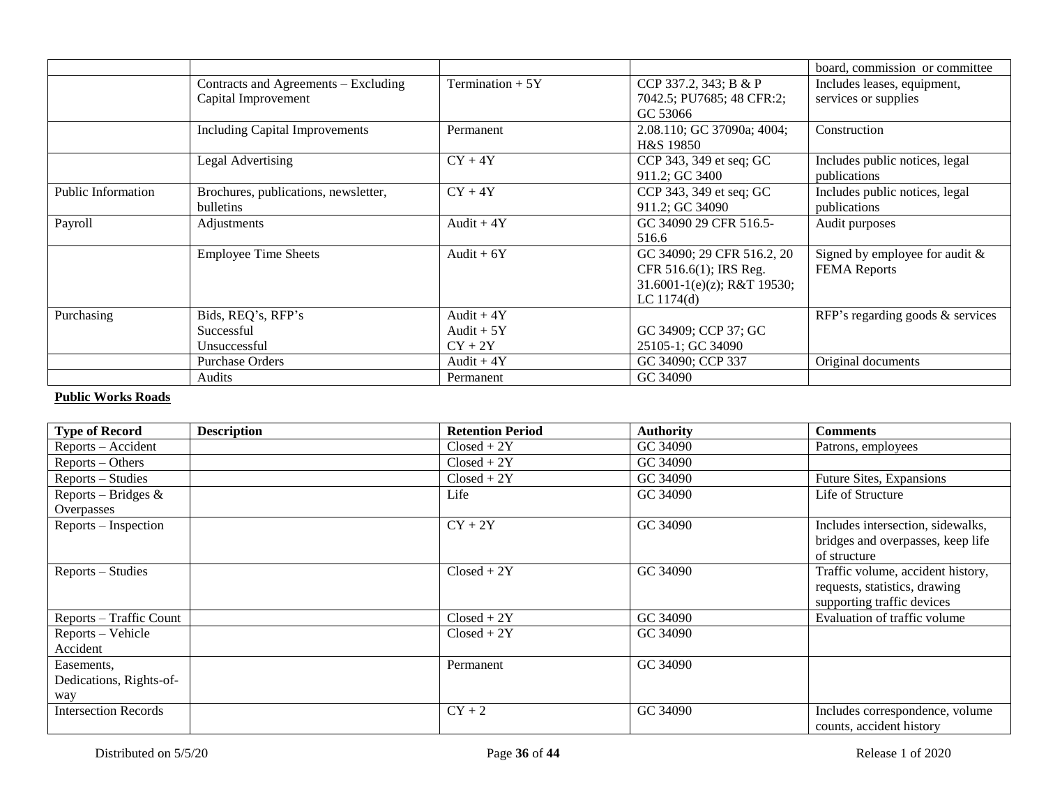| | | | | |
|---|---|---|---|---|
| | | | | board, commission or committee |
| | Contracts and Agreements – Excluding Capital Improvement | Termination + 5Y | CCP 337.2, 343; B & P 7042.5; PU7685; 48 CFR:2; GC 53066 | Includes leases, equipment, services or supplies |
| | Including Capital Improvements | Permanent | 2.08.110; GC 37090a; 4004; H&S 19850 | Construction |
| | Legal Advertising | CY + 4Y | CCP 343, 349 et seq; GC 911.2; GC 3400 | Includes public notices, legal publications |
| Public Information | Brochures, publications, newsletter, bulletins | CY + 4Y | CCP 343, 349 et seq; GC 911.2; GC 34090 | Includes public notices, legal publications |
| Payroll | Adjustments | Audit + 4Y | GC 34090 29 CFR 516.5-516.6 | Audit purposes |
| | Employee Time Sheets | Audit + 6Y | GC 34090; 29 CFR 516.2, 20 CFR 516.6(1); IRS Reg. 31.6001-1(e)(z); R&T 19530; LC 1174(d) | Signed by employee for audit & FEMA Reports |
| Purchasing | Bids, REQ's, RFP's<br>Successful<br>Unsuccessful | Audit + 4Y<br>Audit + 5Y<br>CY + 2Y | GC 34909; CCP 37; GC 25105-1; GC 34090 | RFP's regarding goods & services |
| | Purchase Orders | Audit + 4Y | GC 34090; CCP 337 | Original documents |
| | Audits | Permanent | GC 34090 | |

**Public Works Roads**

| Type of Record | Description | Retention Period | Authority | Comments |
|---|---|---|---|---|
| Reports – Accident | | Closed + 2Y | GC 34090 | Patrons, employees |
| Reports – Others | | Closed + 2Y | GC 34090 | |
| Reports – Studies | | Closed + 2Y | GC 34090 | Future Sites, Expansions |
| Reports – Bridges & Overpasses | | Life | GC 34090 | Life of Structure |
| Reports – Inspection | | CY + 2Y | GC 34090 | Includes intersection, sidewalks, bridges and overpasses, keep life of structure |
| Reports – Studies | | Closed + 2Y | GC 34090 | Traffic volume, accident history, requests, statistics, drawing supporting traffic devices |
| Reports – Traffic Count | | Closed + 2Y | GC 34090 | Evaluation of traffic volume |
| Reports – Vehicle Accident | | Closed + 2Y | GC 34090 | |
| Easements, Dedications, Rights-of-way | | Permanent | GC 34090 | |
| Intersection Records | | CY + 2 | GC 34090 | Includes correspondence, volume counts, accident history |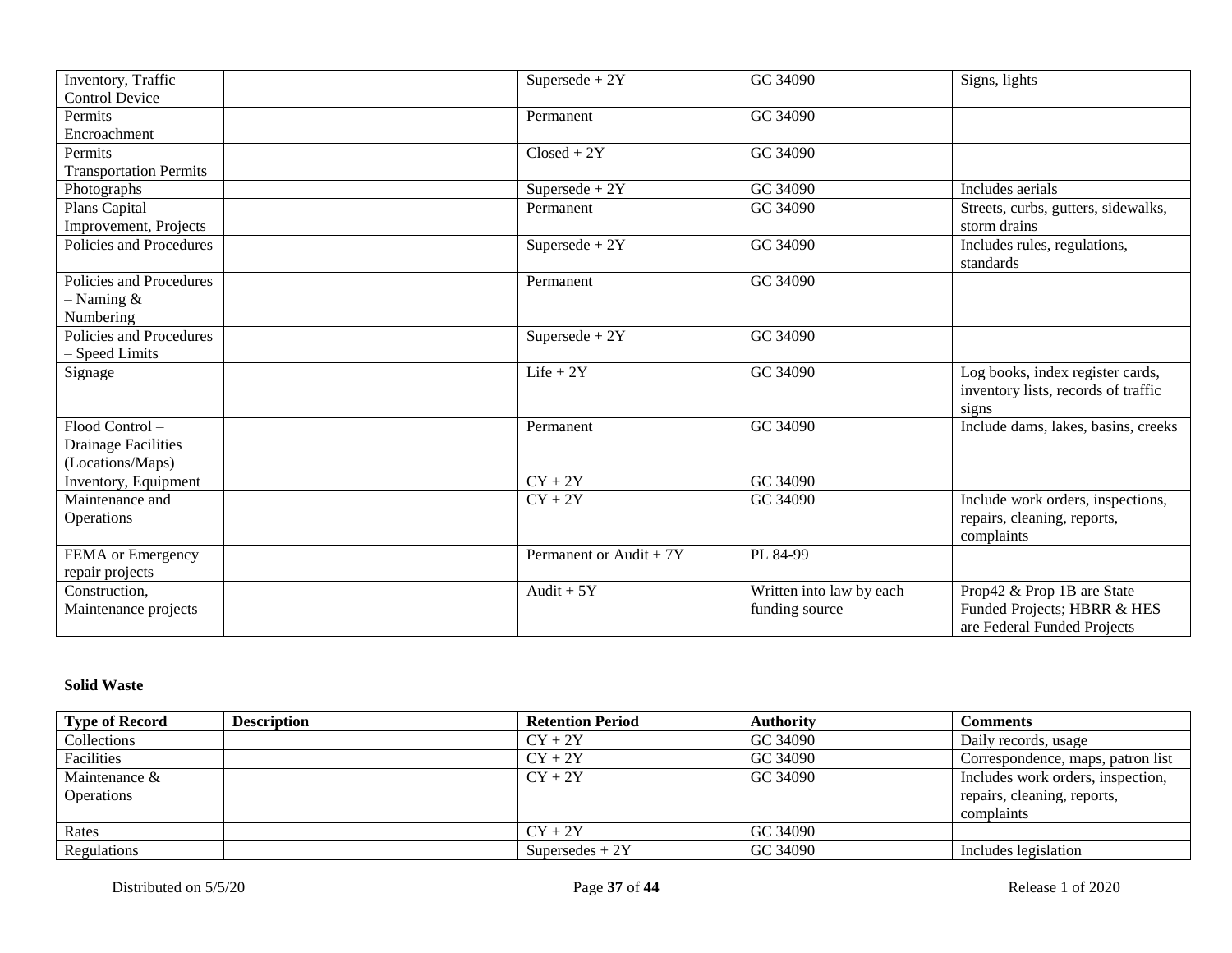| Type of Record | Description | Retention Period | Authority | Comments |
|---|---|---|---|---|
| Inventory, Traffic Control Device | | Supersede + 2Y | GC 34090 | Signs, lights |
| Permits – Encroachment | | Permanent | GC 34090 | |
| Permits – Transportation Permits | | Closed + 2Y | GC 34090 | |
| Photographs | | Supersede + 2Y | GC 34090 | Includes aerials |
| Plans Capital Improvement, Projects | | Permanent | GC 34090 | Streets, curbs, gutters, sidewalks, storm drains |
| Policies and Procedures | | Supersede + 2Y | GC 34090 | Includes rules, regulations, standards |
| Policies and Procedures – Naming & Numbering | | Permanent | GC 34090 | |
| Policies and Procedures – Speed Limits | | Supersede + 2Y | GC 34090 | |
| Signage | | Life + 2Y | GC 34090 | Log books, index register cards, inventory lists, records of traffic signs |
| Flood Control – Drainage Facilities (Locations/Maps) | | Permanent | GC 34090 | Include dams, lakes, basins, creeks |
| Inventory, Equipment | | CY + 2Y | GC 34090 | |
| Maintenance and Operations | | CY + 2Y | GC 34090 | Include work orders, inspections, repairs, cleaning, reports, complaints |
| FEMA or Emergency repair projects | | Permanent or Audit + 7Y | PL 84-99 | |
| Construction, Maintenance projects | | Audit + 5Y | Written into law by each funding source | Prop42 & Prop 1B are State Funded Projects; HBRR & HES are Federal Funded Projects |

**Solid Waste**

| Type of Record | Description | Retention Period | Authority | Comments |
|---|---|---|---|---|
| Collections | | CY + 2Y | GC 34090 | Daily records, usage |
| Facilities | | CY + 2Y | GC 34090 | Correspondence, maps, patron list |
| Maintenance & Operations | | CY + 2Y | GC 34090 | Includes work orders, inspection, repairs, cleaning, reports, complaints |
| Rates | | CY + 2Y | GC 34090 | |
| Regulations | | Supersedes + 2Y | GC 34090 | Includes legislation |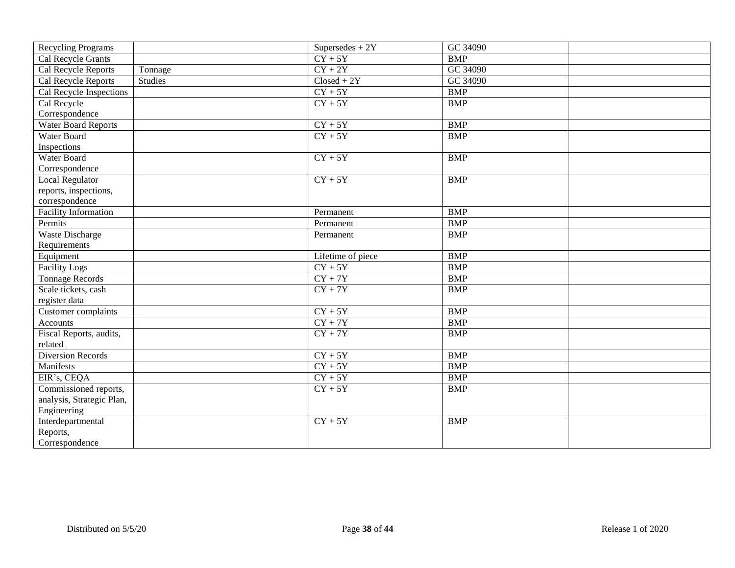| | | | | |
|---|---|---|---|---|
| Recycling Programs | | Supersedes + 2Y | GC 34090 | |
| Cal Recycle Grants | | CY + 5Y | BMP | |
| Cal Recycle Reports | Tonnage | CY + 2Y | GC 34090 | |
| Cal Recycle Reports | Studies | Closed + 2Y | GC 34090 | |
| Cal Recycle Inspections | | CY + 5Y | BMP | |
| Cal Recycle Correspondence | | CY + 5Y | BMP | |
| Water Board Reports | | CY + 5Y | BMP | |
| Water Board Inspections | | CY + 5Y | BMP | |
| Water Board Correspondence | | CY + 5Y | BMP | |
| Local Regulator reports, inspections, correspondence | | CY + 5Y | BMP | |
| Facility Information | | Permanent | BMP | |
| Permits | | Permanent | BMP | |
| Waste Discharge Requirements | | Permanent | BMP | |
| Equipment | | Lifetime of piece | BMP | |
| Facility Logs | | CY + 5Y | BMP | |
| Tonnage Records | | CY + 7Y | BMP | |
| Scale tickets, cash register data | | CY + 7Y | BMP | |
| Customer complaints | | CY + 5Y | BMP | |
| Accounts | | CY + 7Y | BMP | |
| Fiscal Reports, audits, related | | CY + 7Y | BMP | |
| Diversion Records | | CY + 5Y | BMP | |
| Manifests | | CY + 5Y | BMP | |
| EIR's, CEQA | | CY + 5Y | BMP | |
| Commissioned reports, analysis, Strategic Plan, Engineering | | CY + 5Y | BMP | |
| Interdepartmental Reports, Correspondence | | CY + 5Y | BMP | |

Distributed on 5/5/20 Release 1 of 2020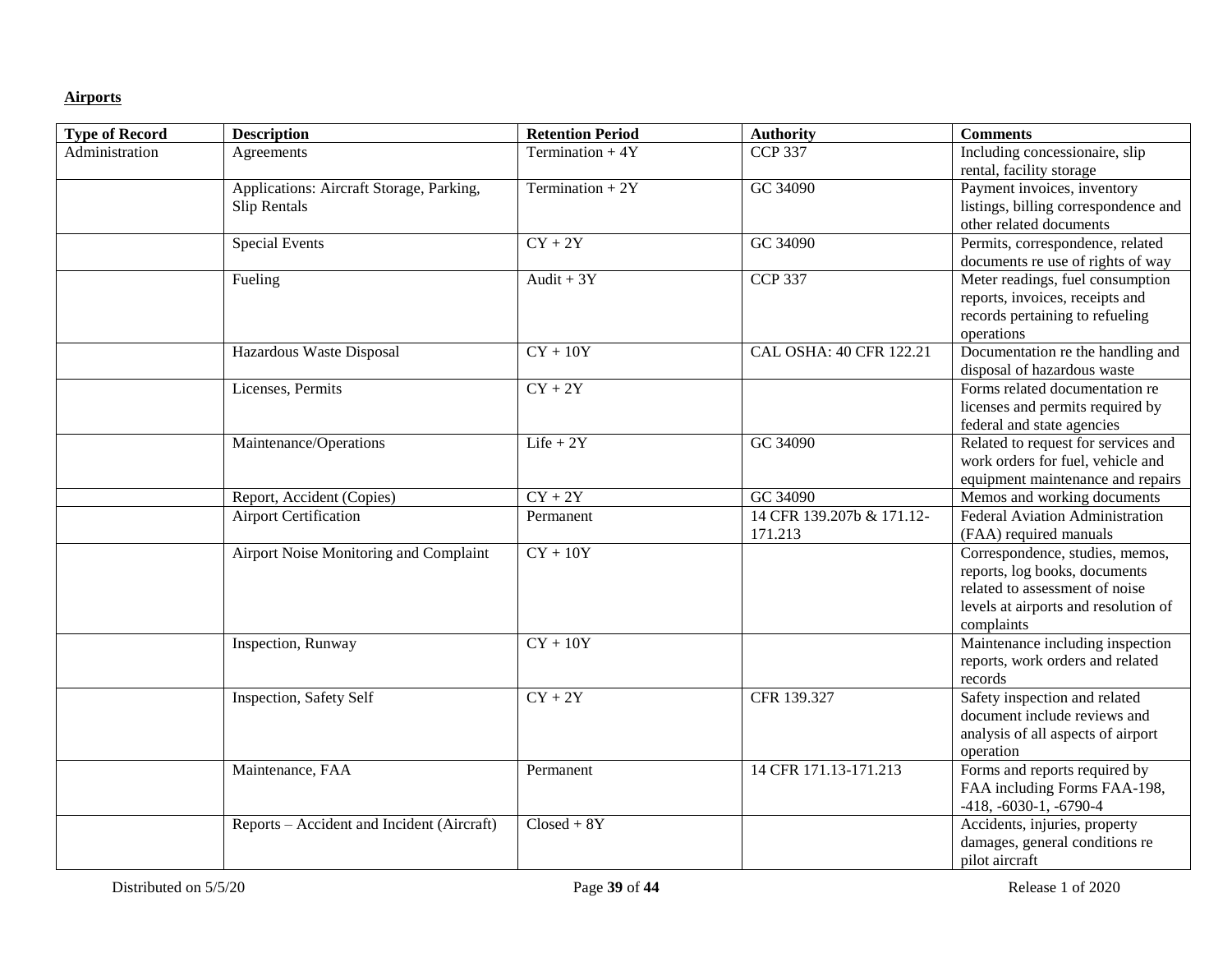**Airports**

| Type of Record | Description | Retention Period | Authority | Comments |
|---|---|---|---|---|
| Administration | Agreements | Termination + 4Y | CCP 337 | Including concessionaire, slip rental, facility storage |
| | Applications: Aircraft Storage, Parking, Slip Rentals | Termination + 2Y | GC 34090 | Payment invoices, inventory listings, billing correspondence and other related documents |
| | Special Events | CY + 2Y | GC 34090 | Permits, correspondence, related documents re use of rights of way |
| | Fueling | Audit + 3Y | CCP 337 | Meter readings, fuel consumption reports, invoices, receipts and records pertaining to refueling operations |
| | Hazardous Waste Disposal | CY + 10Y | CAL OSHA: 40 CFR 122.21 | Documentation re the handling and disposal of hazardous waste |
| | Licenses, Permits | CY + 2Y | | Forms related documentation re licenses and permits required by federal and state agencies |
| | Maintenance/Operations | Life + 2Y | GC 34090 | Related to request for services and work orders for fuel, vehicle and equipment maintenance and repairs |
| | Report, Accident (Copies) | CY + 2Y | GC 34090 | Memos and working documents |
| | Airport Certification | Permanent | 14 CFR 139.207b & 171.12-171.213 | Federal Aviation Administration (FAA) required manuals |
| | Airport Noise Monitoring and Complaint | CY + 10Y | | Correspondence, studies, memos, reports, log books, documents related to assessment of noise levels at airports and resolution of complaints |
| | Inspection, Runway | CY + 10Y | | Maintenance including inspection reports, work orders and related records |
| | Inspection, Safety Self | CY + 2Y | CFR 139.327 | Safety inspection and related document include reviews and analysis of all aspects of airport operation |
| | Maintenance, FAA | Permanent | 14 CFR 171.13-171.213 | Forms and reports required by FAA including Forms FAA-198, -418, -6030-1, -6790-4 |
| | Reports – Accident and Incident (Aircraft) | Closed + 8Y | | Accidents, injuries, property damages, general conditions re pilot aircraft |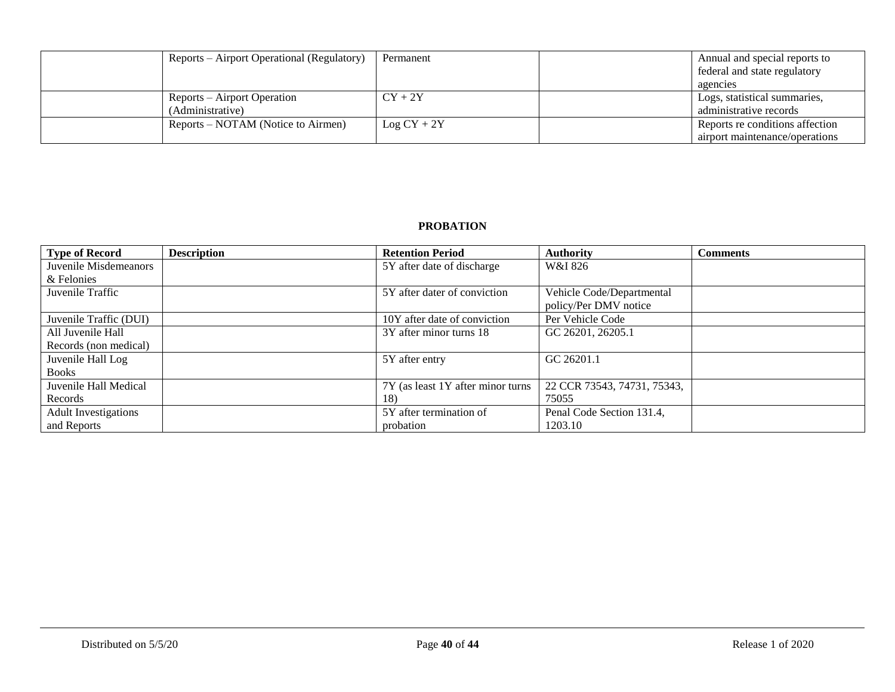| | | | | |
|---|---|---|---|---|
| | Reports – Airport Operational (Regulatory) | Permanent | | Annual and special reports to federal and state regulatory agencies |
| | Reports – Airport Operation (Administrative) | CY + 2Y | | Logs, statistical summaries, administrative records |
| | Reports – NOTAM (Notice to Airmen) | Log CY + 2Y | | Reports re conditions affection airport maintenance/operations |

**PROBATION**

| Type of Record | Description | Retention Period | Authority | Comments |
|---|---|---|---|---|
| Juvenile Misdemeanors & Felonies | | 5Y after date of discharge | W&I 826 | |
| Juvenile Traffic | | 5Y after dater of conviction | Vehicle Code/Departmental policy/Per DMV notice | |
| Juvenile Traffic (DUI) | | 10Y after date of conviction | Per Vehicle Code | |
| All Juvenile Hall Records (non medical) | | 3Y after minor turns 18 | GC 26201, 26205.1 | |
| Juvenile Hall Log Books | | 5Y after entry | GC 26201.1 | |
| Juvenile Hall Medical Records | | 7Y (as least 1Y after minor turns 18) | 22 CCR 73543, 74731, 75343, 75055 | |
| Adult Investigations and Reports | | 5Y after termination of probation | Penal Code Section 131.4, 1203.10 | |

Distributed on 5/5/20 | Release 1 of 2020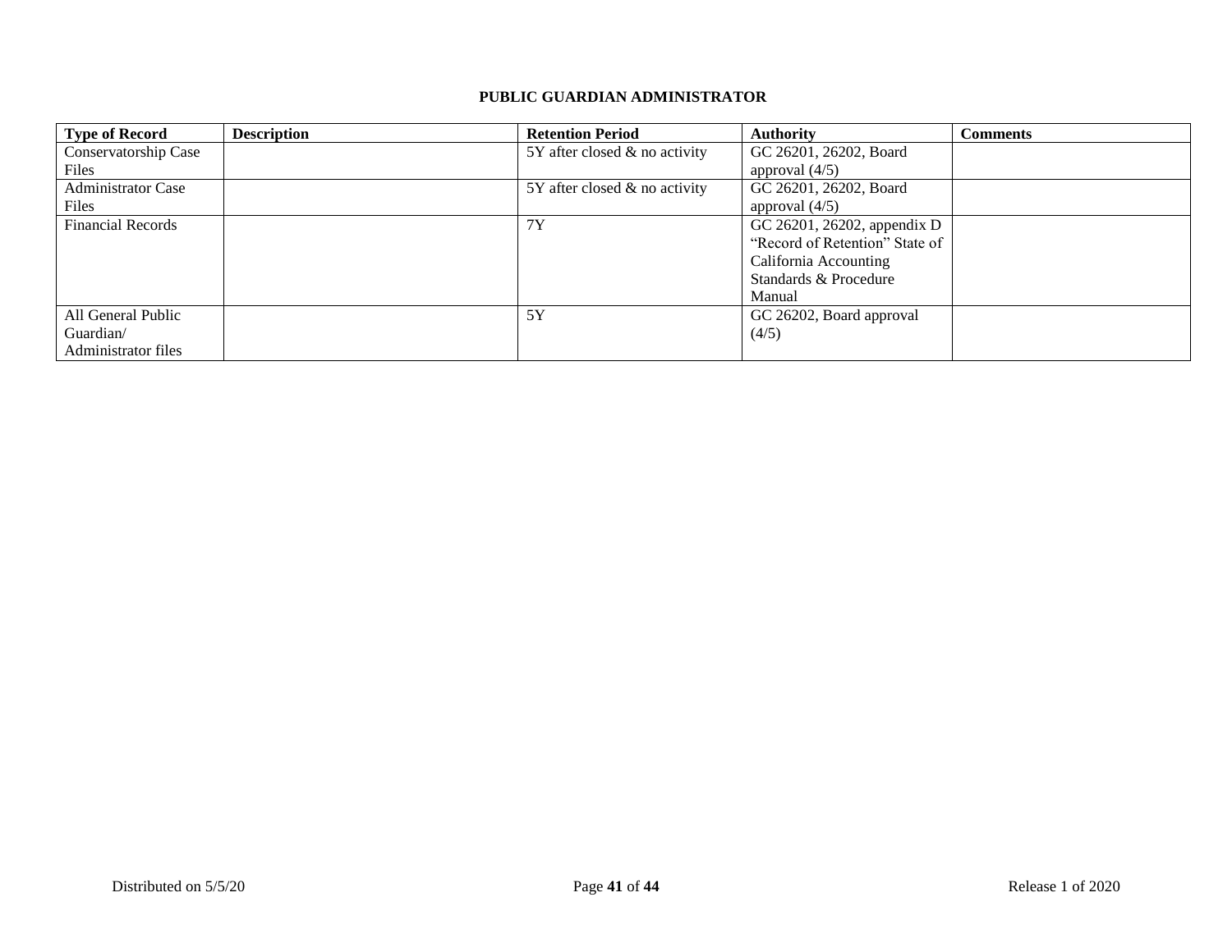## PUBLIC GUARDIAN ADMINISTRATOR

| Type of Record | Description | Retention Period | Authority | Comments |
|---|---|---|---|---|
| Conservatorship Case Files | | 5Y after closed & no activity | GC 26201, 26202, Board approval (4/5) | |
| Administrator Case Files | | 5Y after closed & no activity | GC 26201, 26202, Board approval (4/5) | |
| Financial Records | | 7Y | GC 26201, 26202, appendix D "Record of Retention" State of California Accounting Standards & Procedure Manual | |
| All General Public Guardian/ Administrator files | | 5Y | GC 26202, Board approval (4/5) | |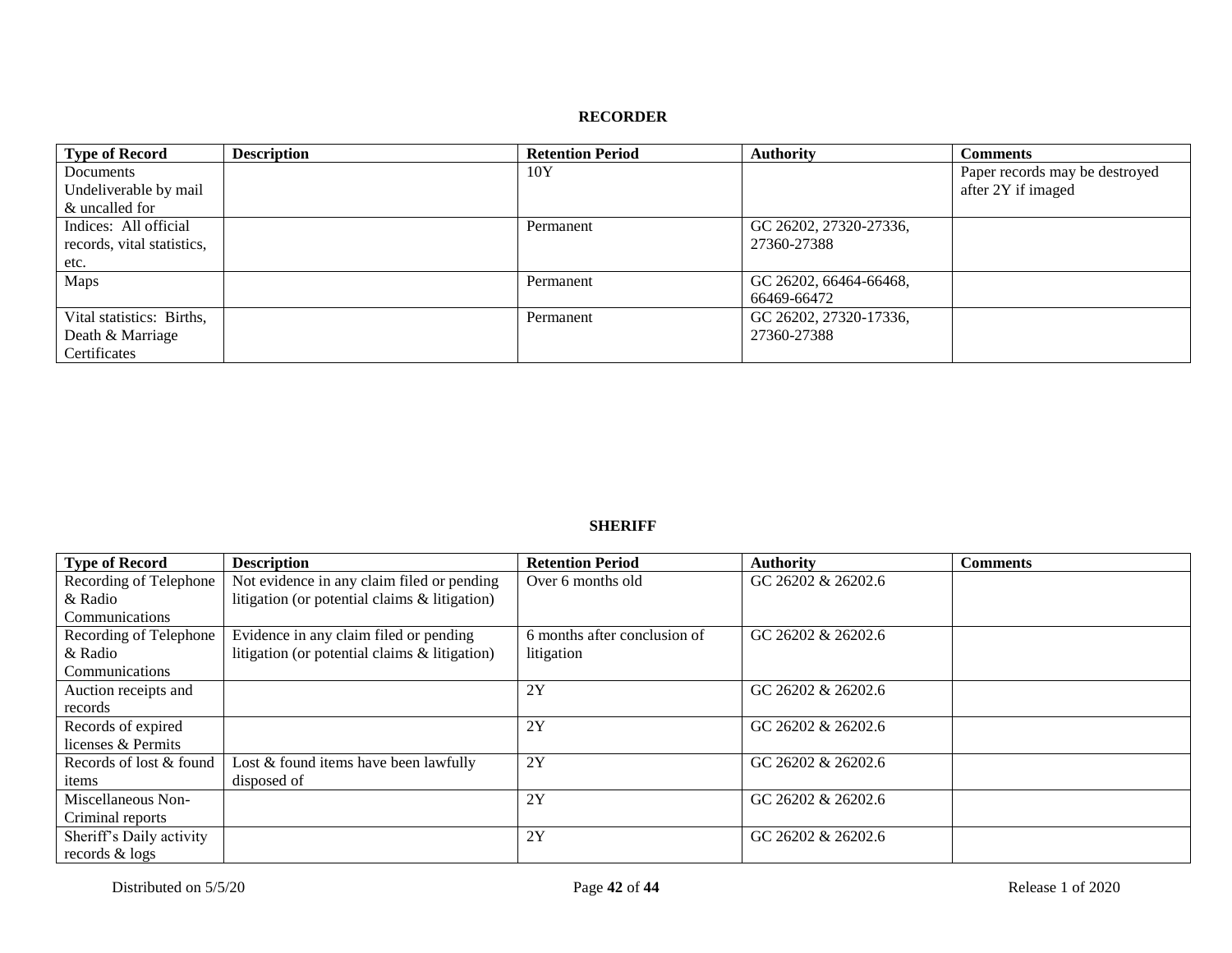## RECORDER

| Type of Record | Description | Retention Period | Authority | Comments |
|---|---|---|---|---|
| Documents Undeliverable by mail & uncalled for | | 10Y | | Paper records may be destroyed after 2Y if imaged |
| Indices: All official records, vital statistics, etc. | | Permanent | GC 26202, 27320-27336, 27360-27388 | |
| Maps | | Permanent | GC 26202, 66464-66468, 66469-66472 | |
| Vital statistics: Births, Death & Marriage Certificates | | Permanent | GC 26202, 27320-17336, 27360-27388 | |

## SHERIFF

| Type of Record | Description | Retention Period | Authority | Comments |
|---|---|---|---|---|
| Recording of Telephone & Radio Communications | Not evidence in any claim filed or pending litigation (or potential claims & litigation) | Over 6 months old | GC 26202 & 26202.6 | |
| Recording of Telephone & Radio Communications | Evidence in any claim filed or pending litigation (or potential claims & litigation) | 6 months after conclusion of litigation | GC 26202 & 26202.6 | |
| Auction receipts and records | | 2Y | GC 26202 & 26202.6 | |
| Records of expired licenses & Permits | | 2Y | GC 26202 & 26202.6 | |
| Records of lost & found items | Lost & found items have been lawfully disposed of | 2Y | GC 26202 & 26202.6 | |
| Miscellaneous Non-Criminal reports | | 2Y | GC 26202 & 26202.6 | |
| Sheriff's Daily activity records & logs | | 2Y | GC 26202 & 26202.6 | |

Distributed on 5/5/20

Release 1 of 2020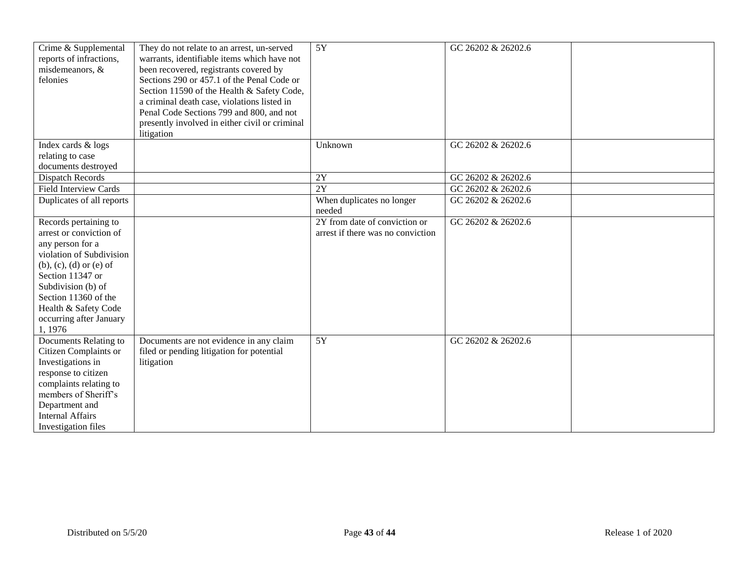| Crime & Supplemental reports of infractions, misdemeanors, & felonies | They do not relate to an arrest, un-served warrants, identifiable items which have not been recovered, registrants covered by Sections 290 or 457.1 of the Penal Code or Section 11590 of the Health & Safety Code, a criminal death case, violations listed in Penal Code Sections 799 and 800, and not presently involved in either civil or criminal litigation | 5Y | GC 26202 & 26202.6 | |
|---|---|---|---|---|
| Index cards & logs relating to case documents destroyed | | Unknown | GC 26202 & 26202.6 | |
| Dispatch Records | | 2Y | GC 26202 & 26202.6 | |
| Field Interview Cards | | 2Y | GC 26202 & 26202.6 | |
| Duplicates of all reports | | When duplicates no longer needed | GC 26202 & 26202.6 | |
| Records pertaining to arrest or conviction of any person for a violation of Subdivision (b), (c), (d) or (e) of Section 11347 or Subdivision (b) of Section 11360 of the Health & Safety Code occurring after January 1, 1976 | | 2Y from date of conviction or arrest if there was no conviction | GC 26202 & 26202.6 | |
| Documents Relating to Citizen Complaints or Investigations in response to citizen complaints relating to members of Sheriff's Department and Internal Affairs Investigation files | Documents are not evidence in any claim filed or pending litigation for potential litigation | 5Y | GC 26202 & 26202.6 | |

Distributed on 5/5/20 | Release 1 of 2020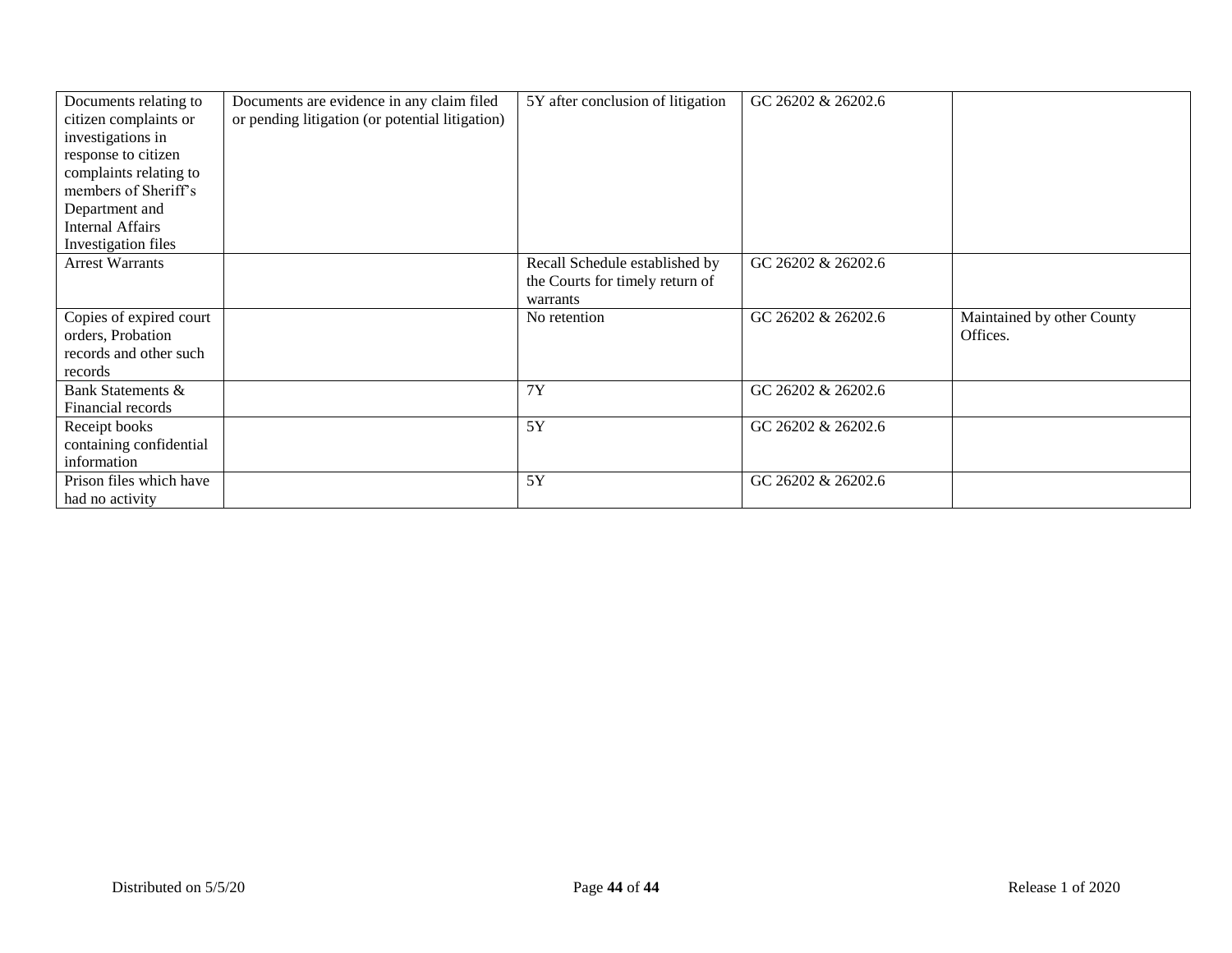| | | | | |
|---|---|---|---|---|
| Documents relating to citizen complaints or investigations in response to citizen complaints relating to members of Sheriff's Department and Internal Affairs Investigation files | Documents are evidence in any claim filed or pending litigation (or potential litigation) | 5Y after conclusion of litigation | GC 26202 & 26202.6 | |
| Arrest Warrants | | Recall Schedule established by the Courts for timely return of warrants | GC 26202 & 26202.6 | |
| Copies of expired court orders, Probation records and other such records | | No retention | GC 26202 & 26202.6 | Maintained by other County Offices. |
| Bank Statements & Financial records | | 7Y | GC 26202 & 26202.6 | |
| Receipt books containing confidential information | | 5Y | GC 26202 & 26202.6 | |
| Prison files which have had no activity | | 5Y | GC 26202 & 26202.6 | |

Distributed on 5/5/20

Release 1 of 2020